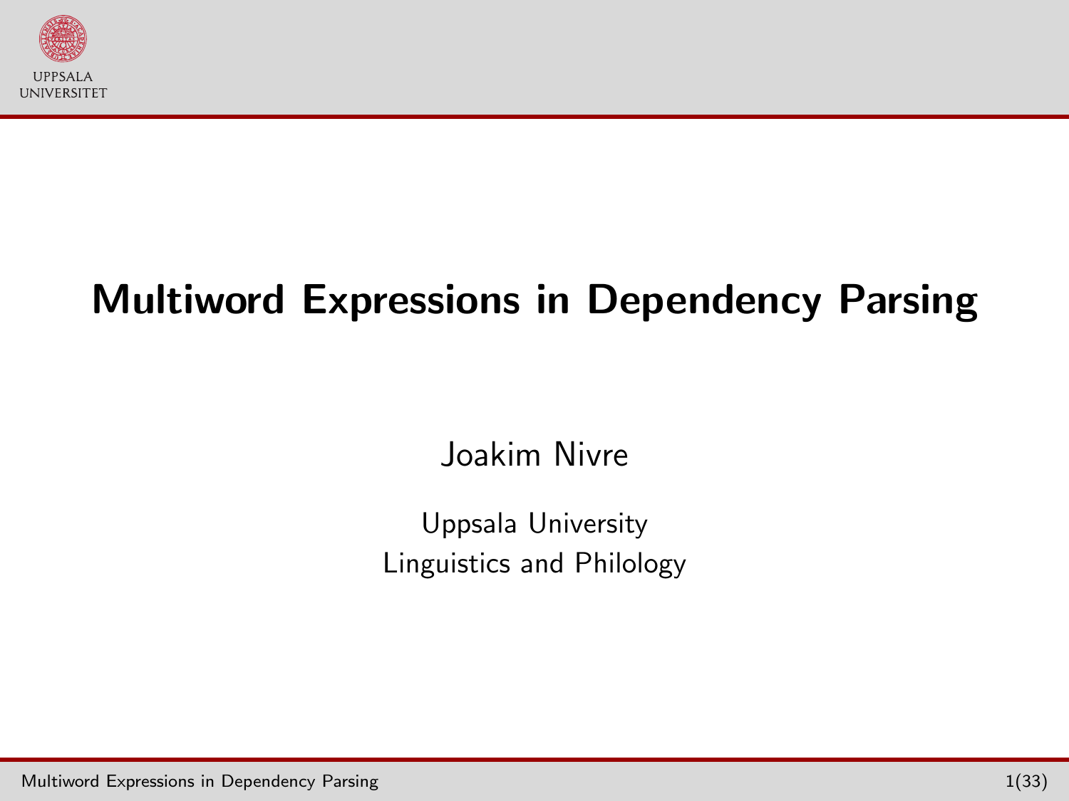# Multiword Expressions in Dependency Parsing

Joakim Nivre

Uppsala University
Linguistics and Philology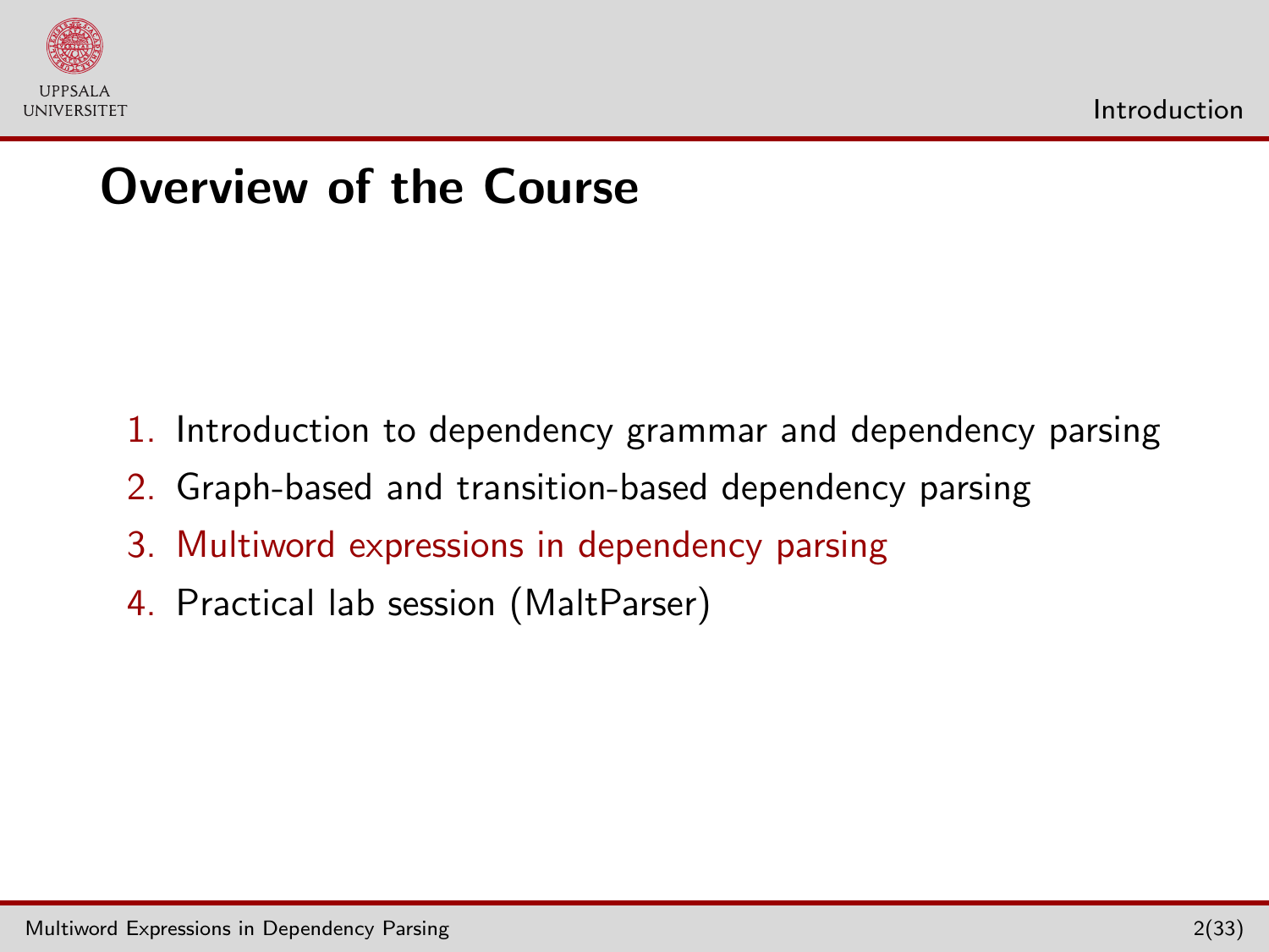# Overview of the Course

1. Introduction to dependency grammar and dependency parsing
2. Graph-based and transition-based dependency parsing
3. Multiword expressions in dependency parsing
4. Practical lab session (MaltParser)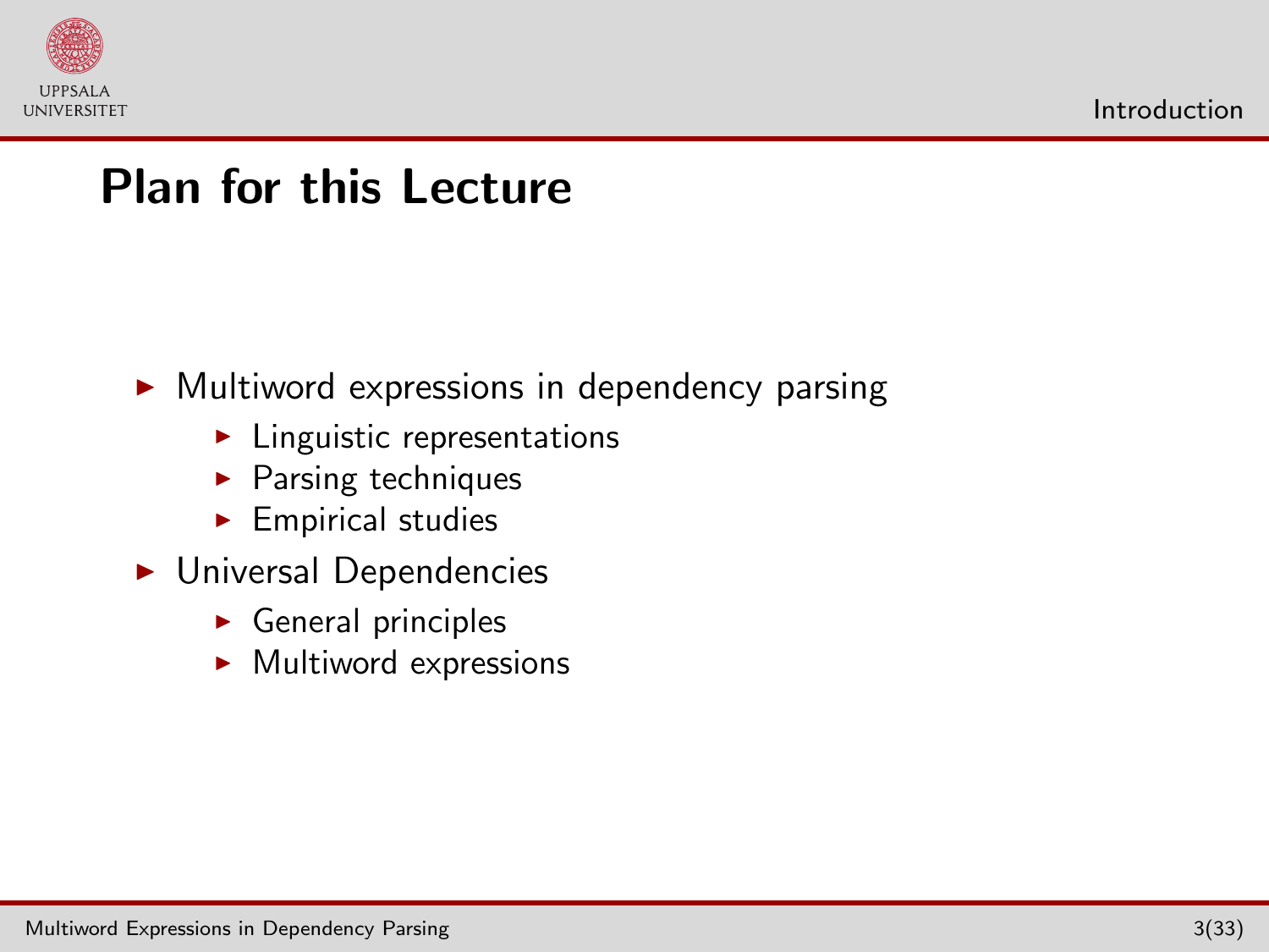# Plan for this Lecture

- Multiword expressions in dependency parsing
  - Linguistic representations
  - Parsing techniques
  - Empirical studies
- Universal Dependencies
  - General principles
  - Multiword expressions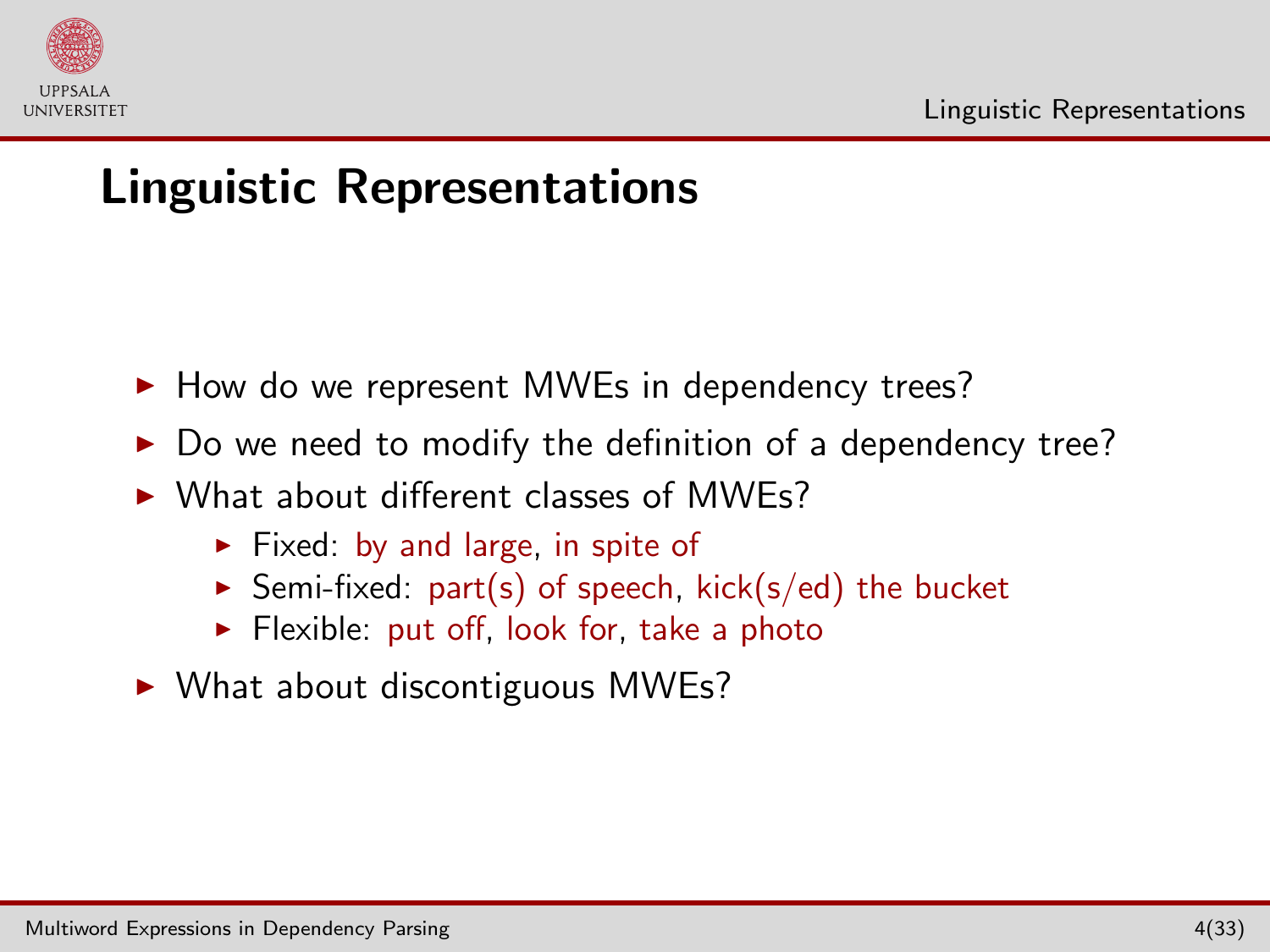# Linguistic Representations

- How do we represent MWEs in dependency trees?
- Do we need to modify the definition of a dependency tree?
- What about different classes of MWEs?
  - Fixed: by and large, in spite of
  - Semi-fixed: part(s) of speech, kick(s/ed) the bucket
  - Flexible: put off, look for, take a photo
- What about discontiguous MWEs?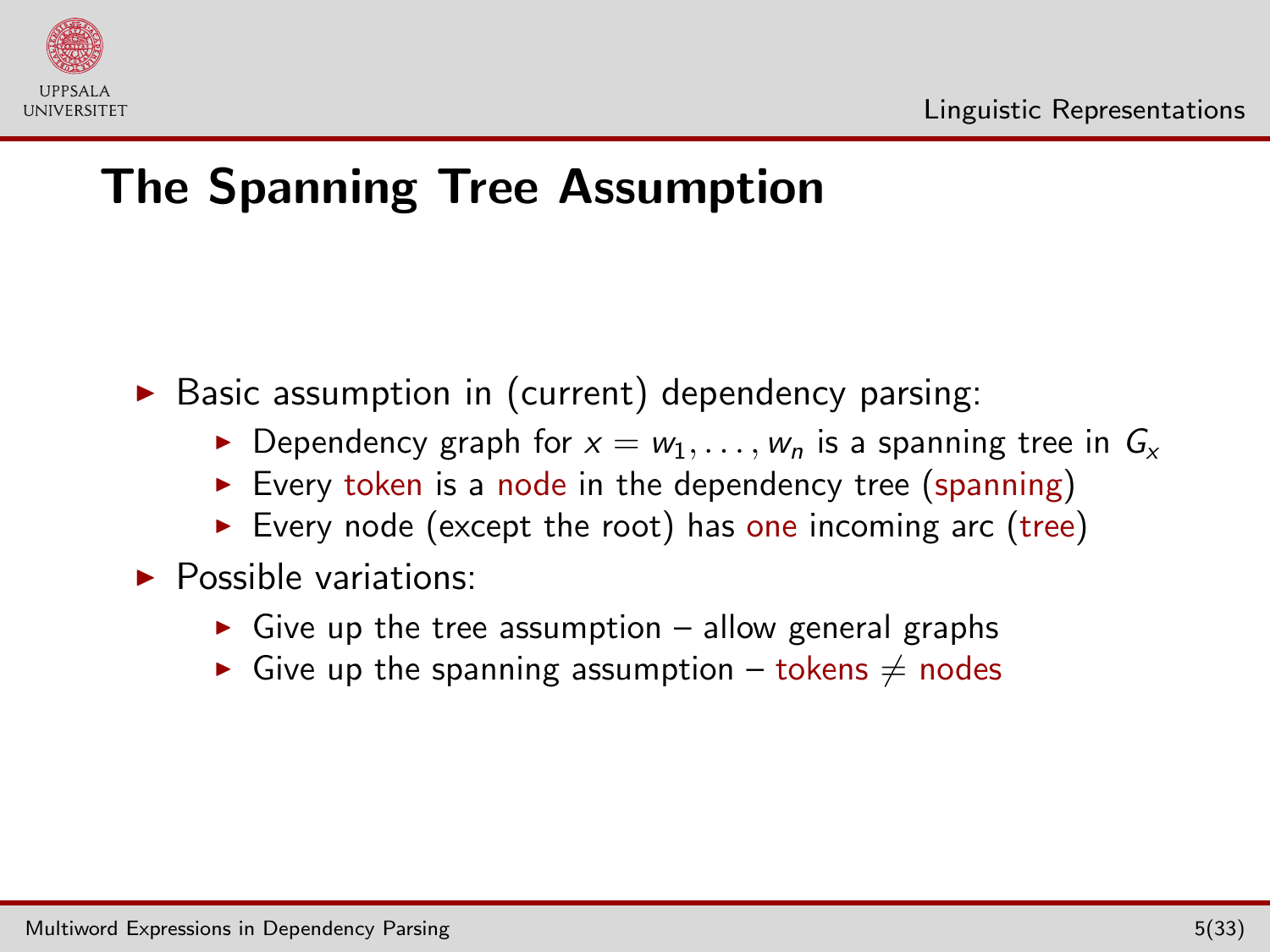# The Spanning Tree Assumption

- Basic assumption in (current) dependency parsing:
  - Dependency graph for $x = w_1, \ldots, w_n$ is a spanning tree in $G_x$
  - Every token is a node in the dependency tree (spanning)
  - Every node (except the root) has one incoming arc (tree)
- Possible variations:
  - Give up the tree assumption – allow general graphs
  - Give up the spanning assumption – tokens $\neq$ nodes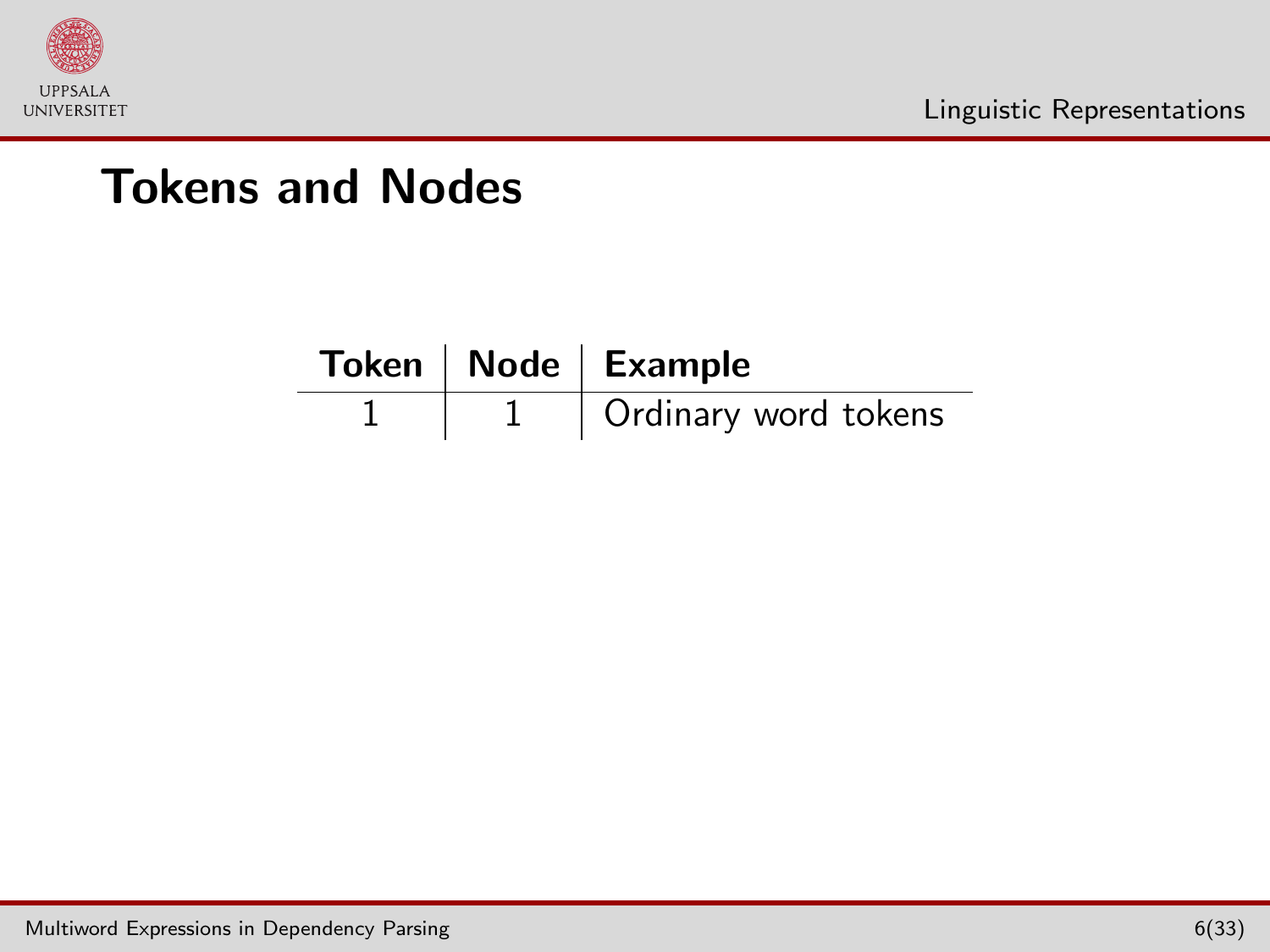## Tokens and Nodes

| Token | Node | Example |
|---|---|---|
| 1 | 1 | Ordinary word tokens |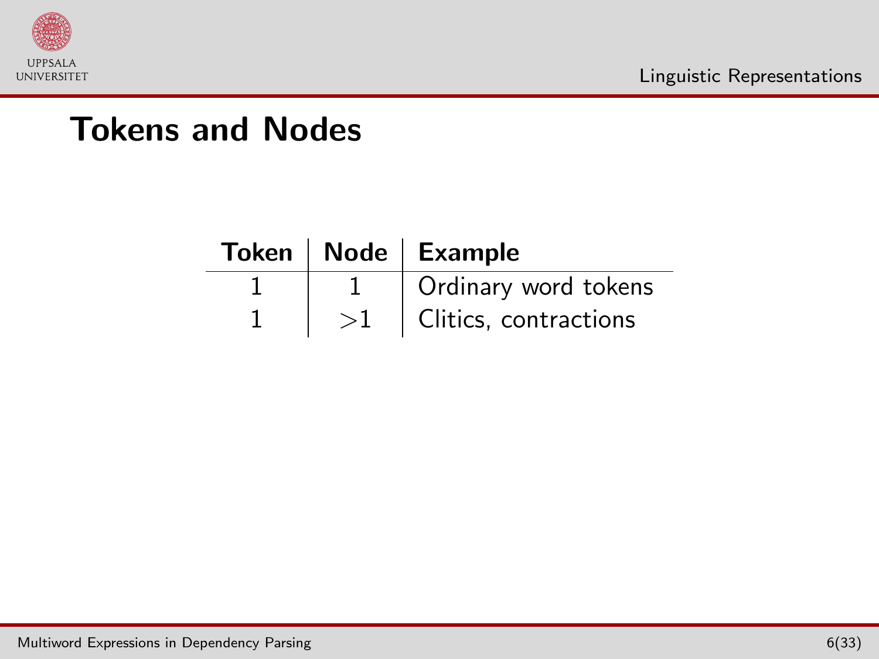## Tokens and Nodes

| Token | Node | Example |
|---|---|---|
| 1 | 1 | Ordinary word tokens |
| 1 | $>1$ | Clitics, contractions |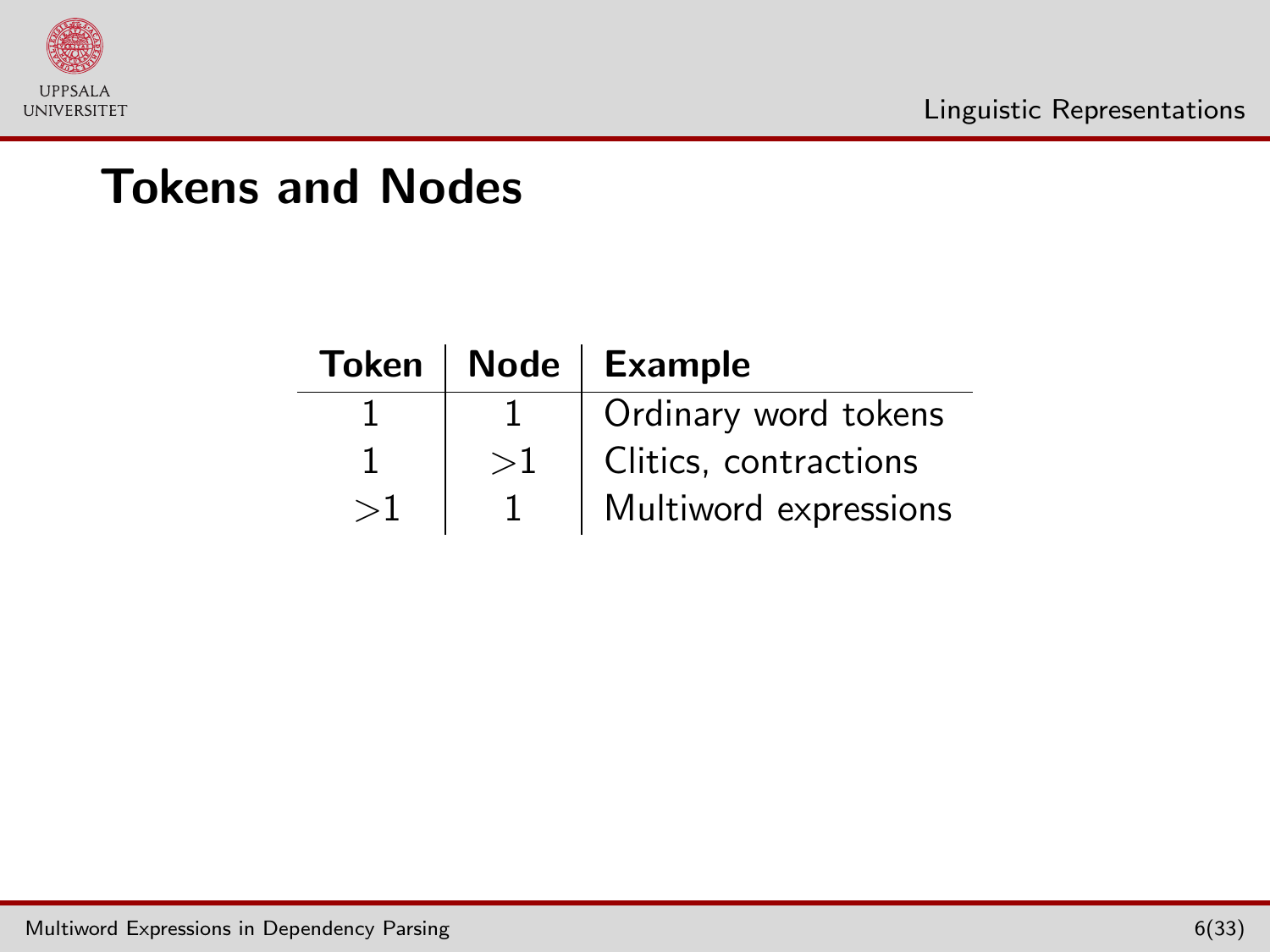# Tokens and Nodes

| Token | Node | Example |
|---|---|---|
| 1 | 1 | Ordinary word tokens |
| 1 | $>1$ | Clitics, contractions |
| $>1$ | 1 | Multiword expressions |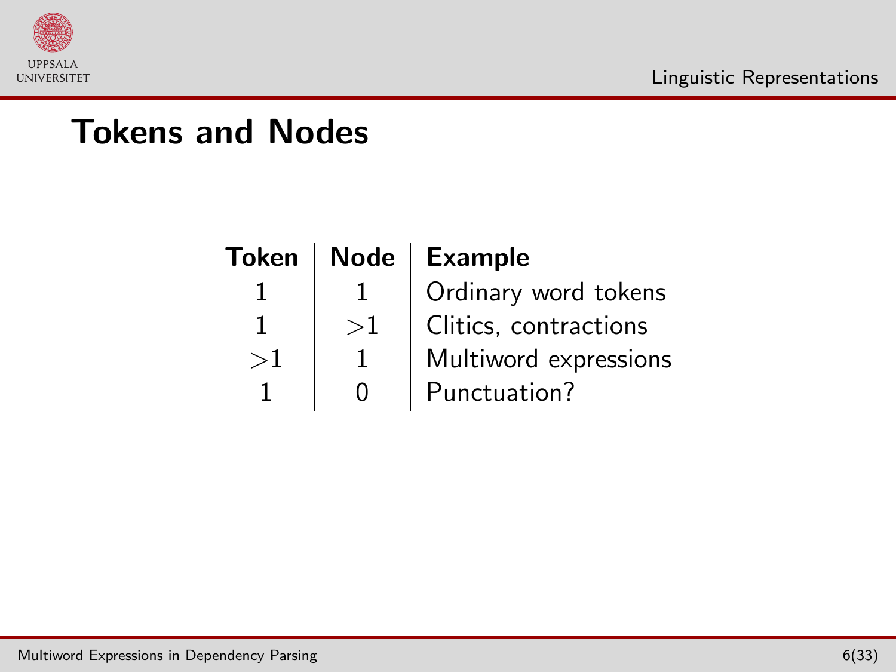# Tokens and Nodes

| Token | Node | Example |
| --- | --- | --- |
| 1 | 1 | Ordinary word tokens |
| 1 | >1 | Clitics, contractions |
| >1 | 1 | Multiword expressions |
| 1 | 0 | Punctuation? |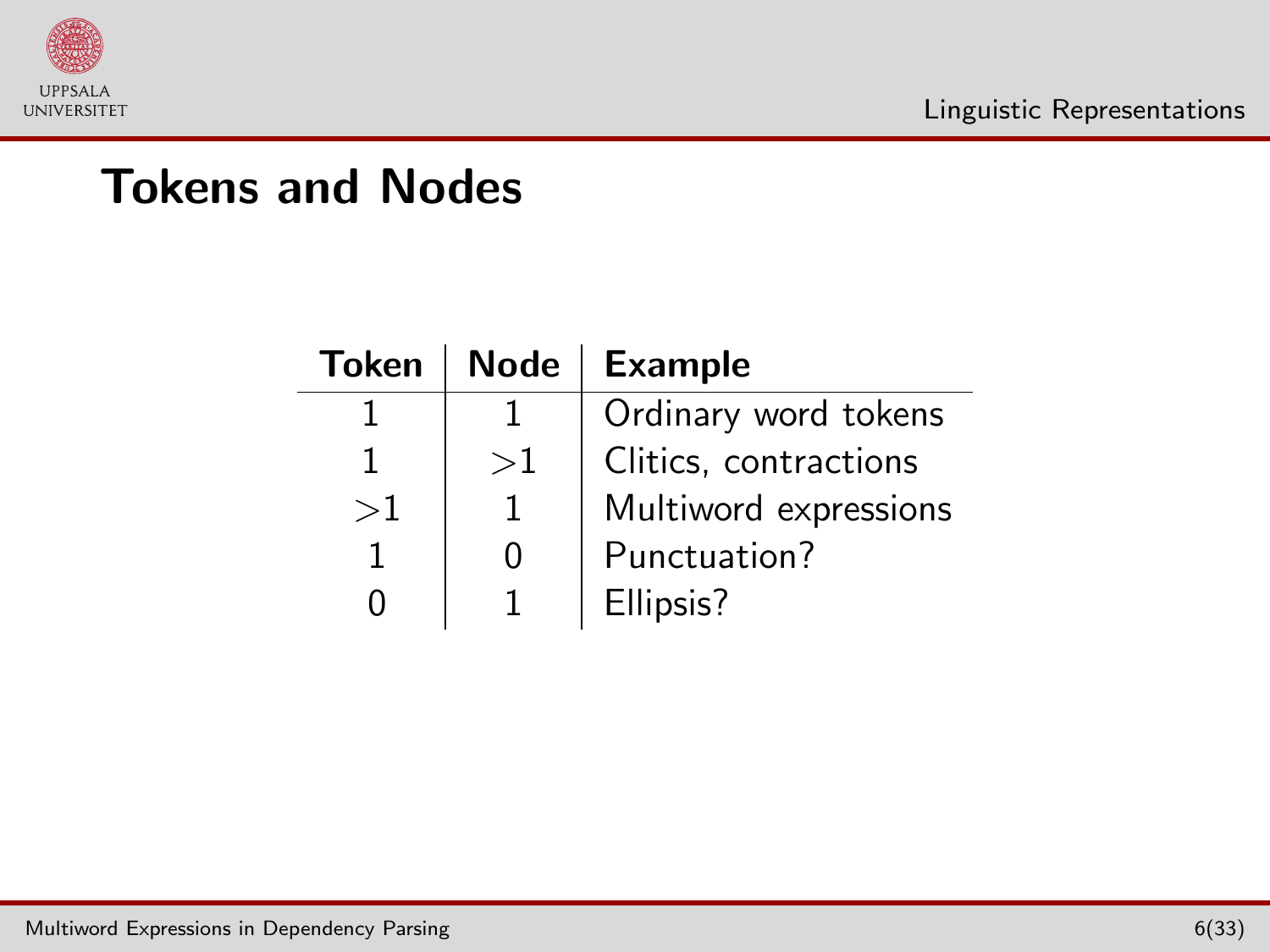# Tokens and Nodes

| Token | Node | Example |
|---|---|---|
| 1 | 1 | Ordinary word tokens |
| 1 | >1 | Clitics, contractions |
| >1 | 1 | Multiword expressions |
| 1 | 0 | Punctuation? |
| 0 | 1 | Ellipsis? |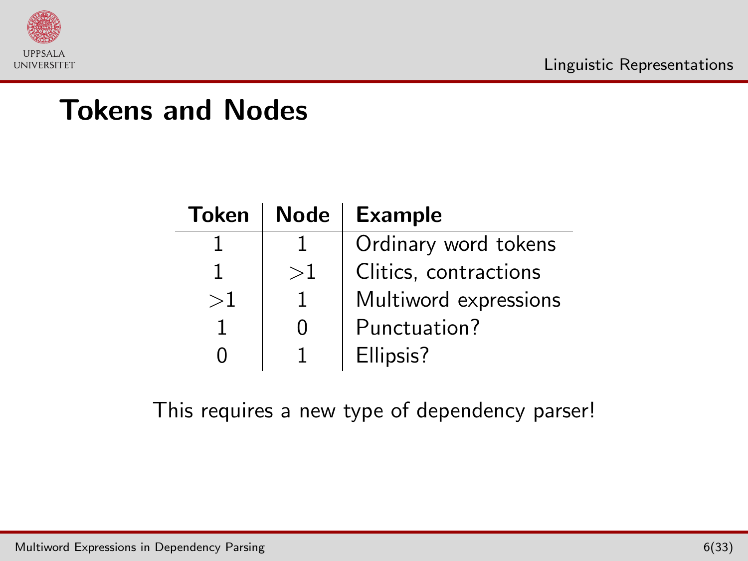# Tokens and Nodes

| Token | Node | Example |
|---|---|---|
| 1 | 1 | Ordinary word tokens |
| 1 | $>1$ | Clitics, contractions |
| $>1$ | 1 | Multiword expressions |
| 1 | 0 | Punctuation? |
| 0 | 1 | Ellipsis? |

This requires a new type of dependency parser!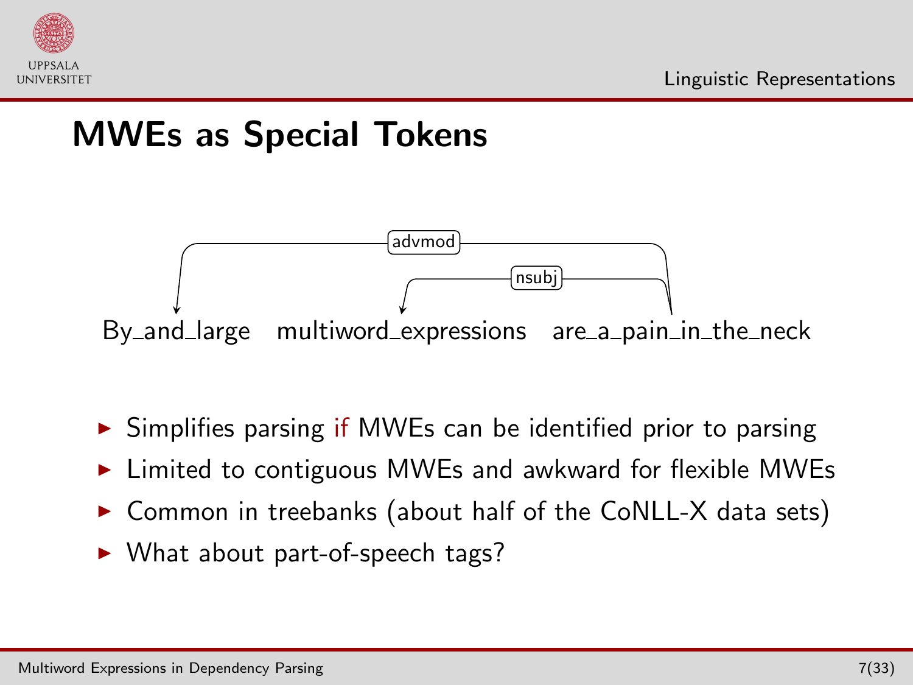# MWEs as Special Tokens

advmod

nsubj

By_and_large multiword_expressions are_a_pain_in_the_neck

- Simplifies parsing if MWEs can be identified prior to parsing
- Limited to contiguous MWEs and awkward for flexible MWEs
- Common in treebanks (about half of the CoNLL-X data sets)
- What about part-of-speech tags?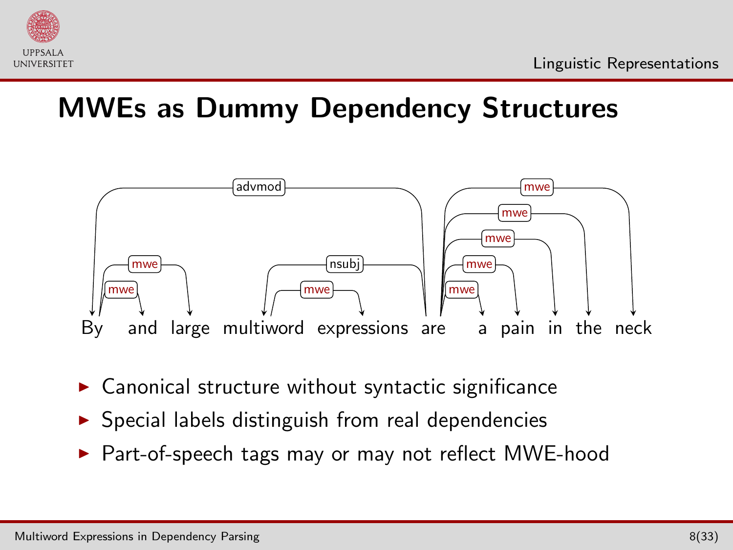## MWEs as Dummy Dependency Structures

By and large multiword expressions are a pain in the neck

- Canonical structure without syntactic significance
- Special labels distinguish from real dependencies
- Part-of-speech tags may or may not reflect MWE-hood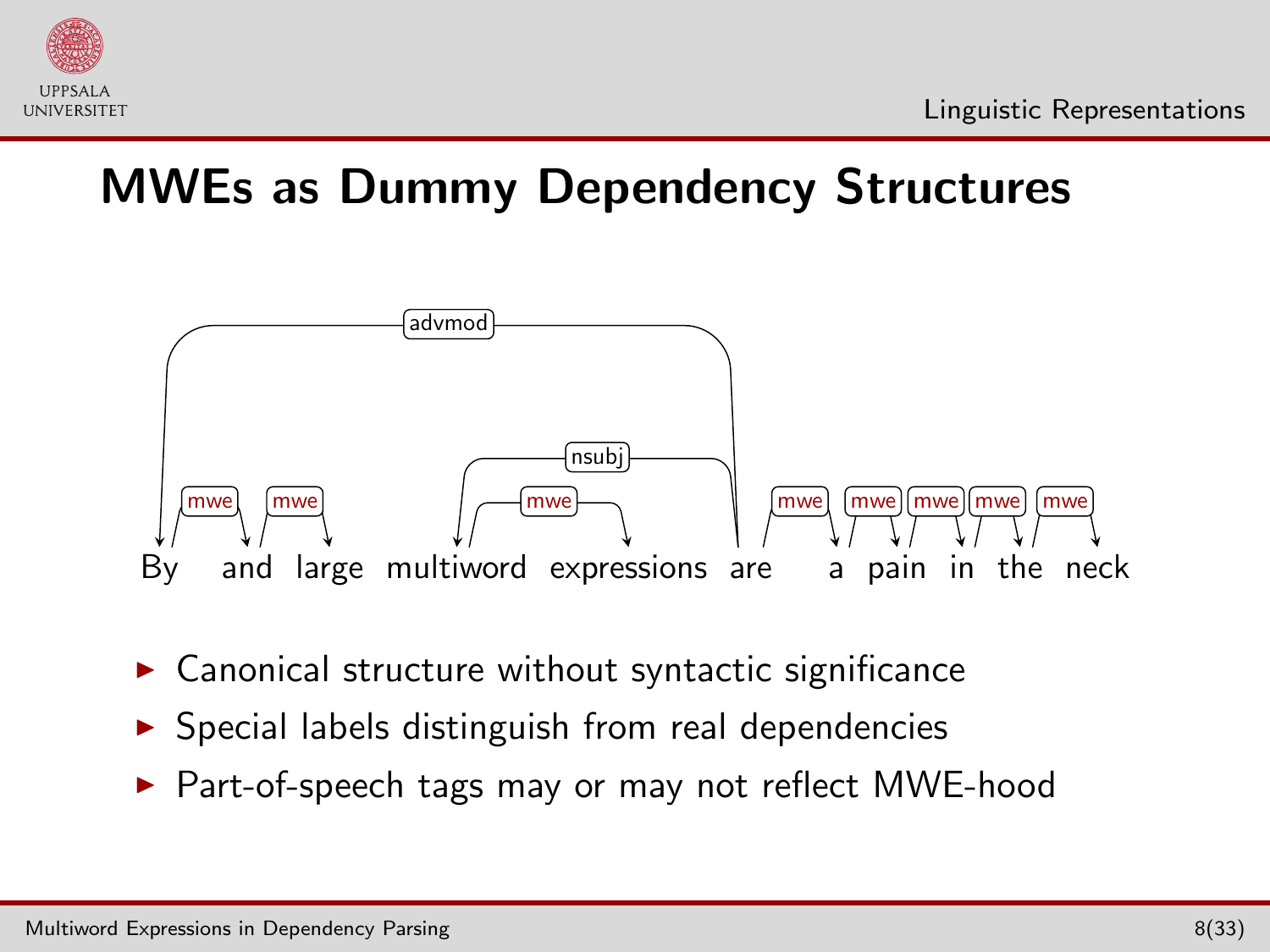# MWEs as Dummy Dependency Structures

By and large multiword expressions are a pain in the neck

- Canonical structure without syntactic significance
- Special labels distinguish from real dependencies
- Part-of-speech tags may or may not reflect MWE-hood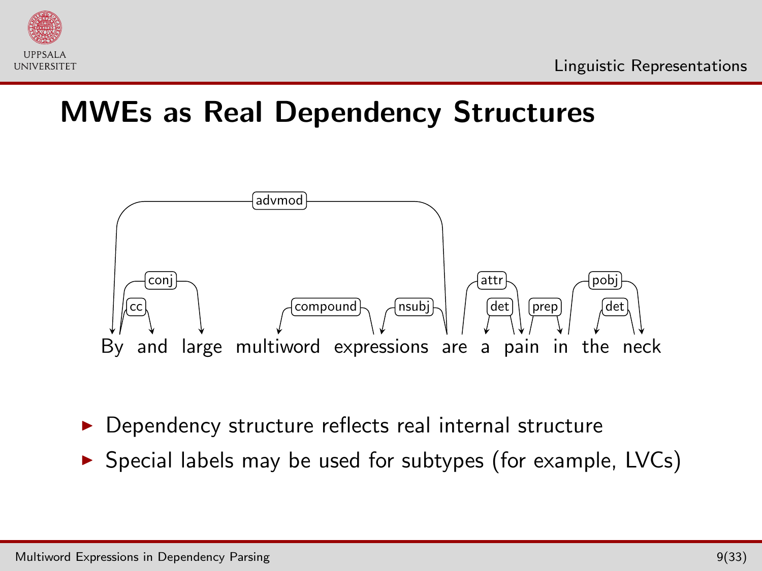## MWEs as Real Dependency Structures

By and large multiword expressions are a pain in the neck

- Dependency structure reflects real internal structure
- Special labels may be used for subtypes (for example, LVCs)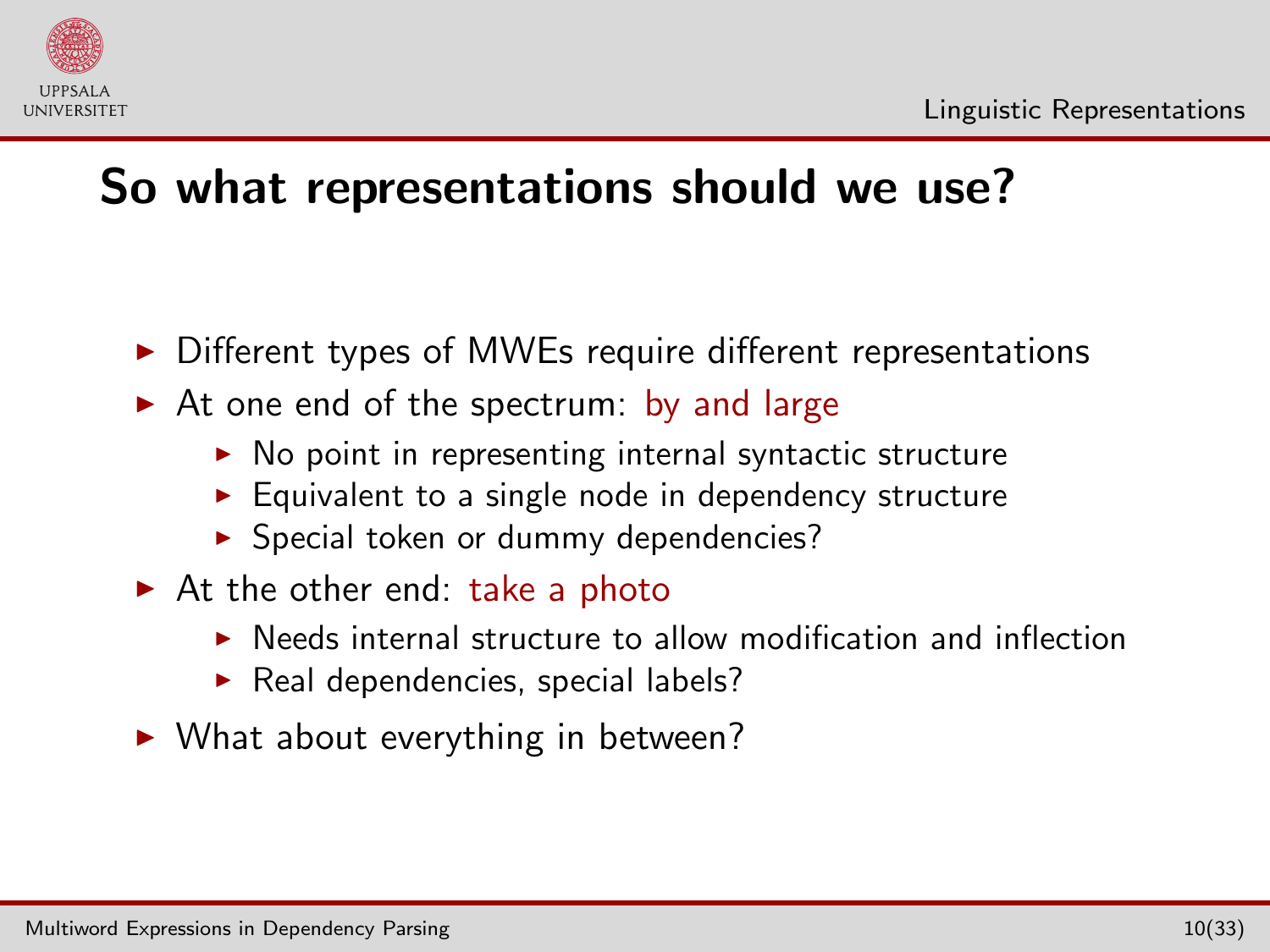# So what representations should we use?

- Different types of MWEs require different representations
- At one end of the spectrum: by and large
  - No point in representing internal syntactic structure
  - Equivalent to a single node in dependency structure
  - Special token or dummy dependencies?
- At the other end: take a photo
  - Needs internal structure to allow modification and inflection
  - Real dependencies, special labels?
- What about everything in between?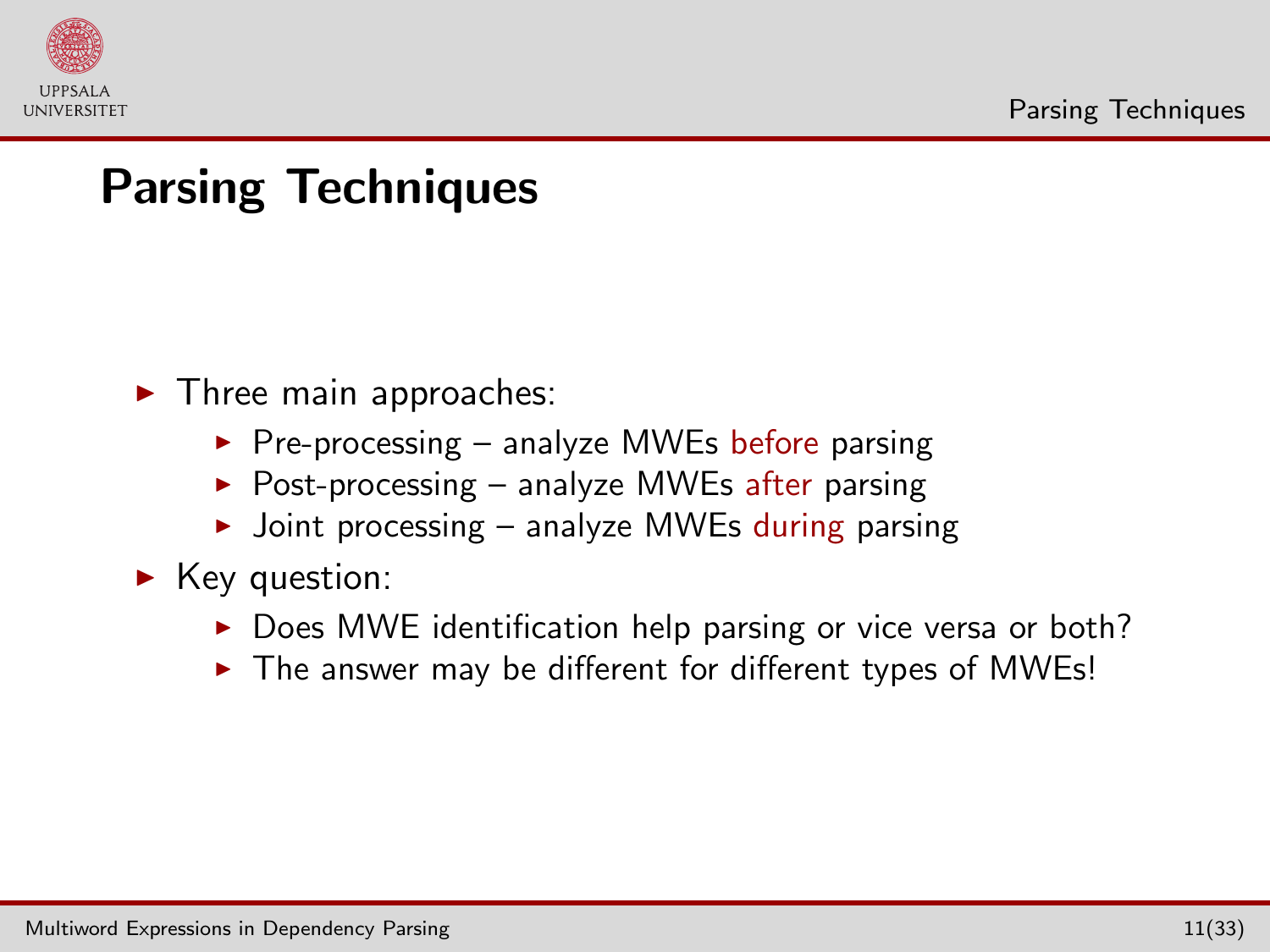# Parsing Techniques

- Three main approaches:
  - Pre-processing – analyze MWEs before parsing
  - Post-processing – analyze MWEs after parsing
  - Joint processing – analyze MWEs during parsing
- Key question:
  - Does MWE identification help parsing or vice versa or both?
  - The answer may be different for different types of MWEs!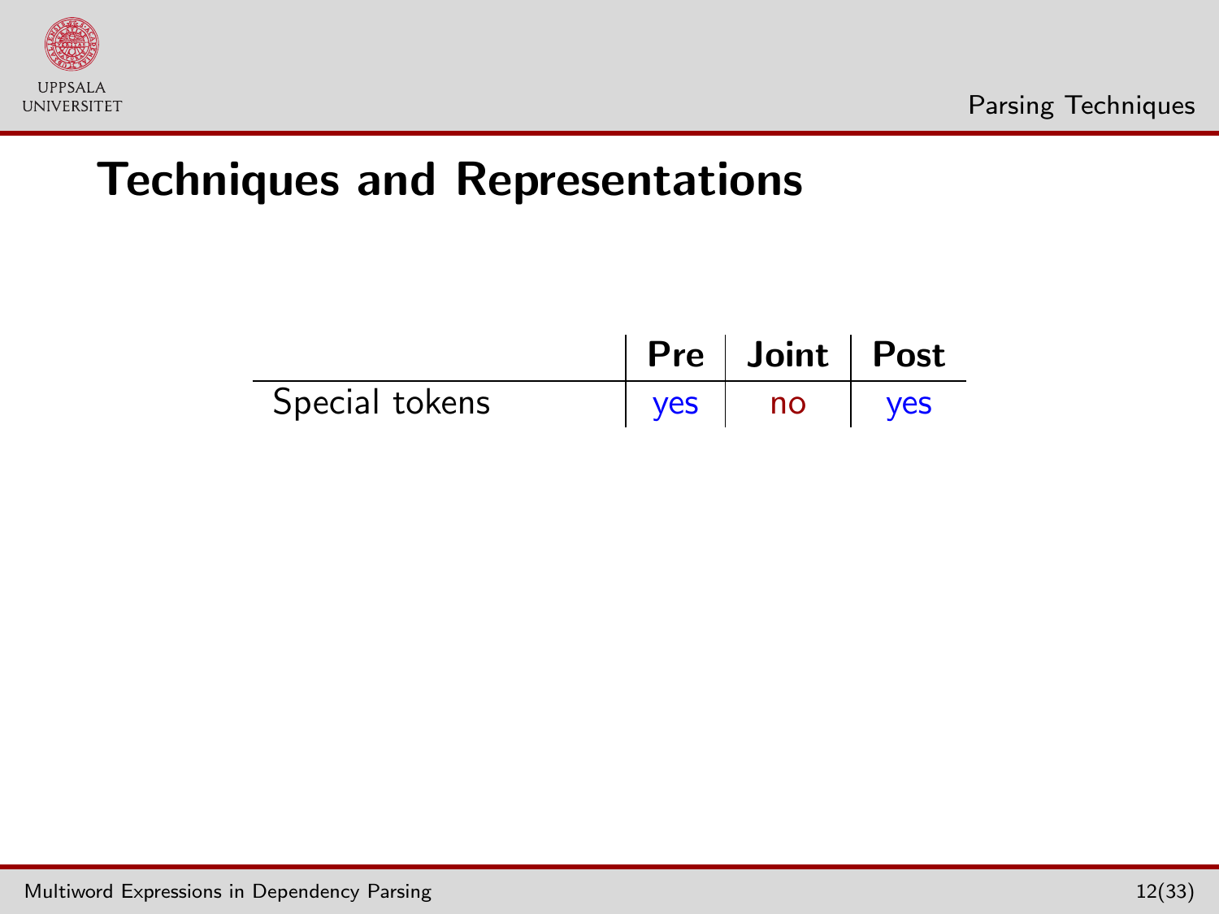# Techniques and Representations

| | **Pre** | **Joint** | **Post** |
|---|---|---|---|
| Special tokens | yes | no | yes |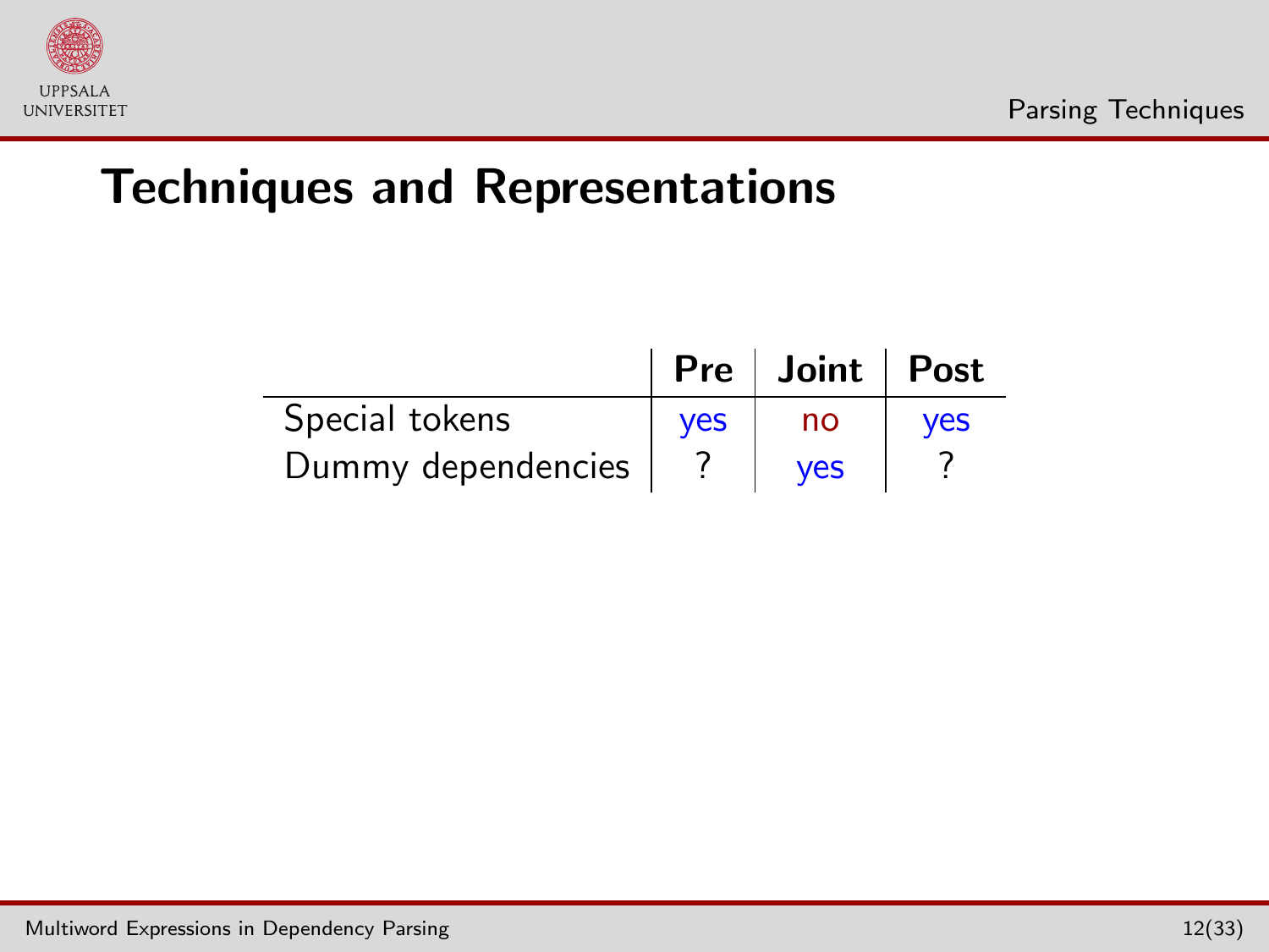# Techniques and Representations

| | Pre | Joint | Post |
|---|---|---|---|
| Special tokens | yes | no | yes |
| Dummy dependencies | ? | yes | ? |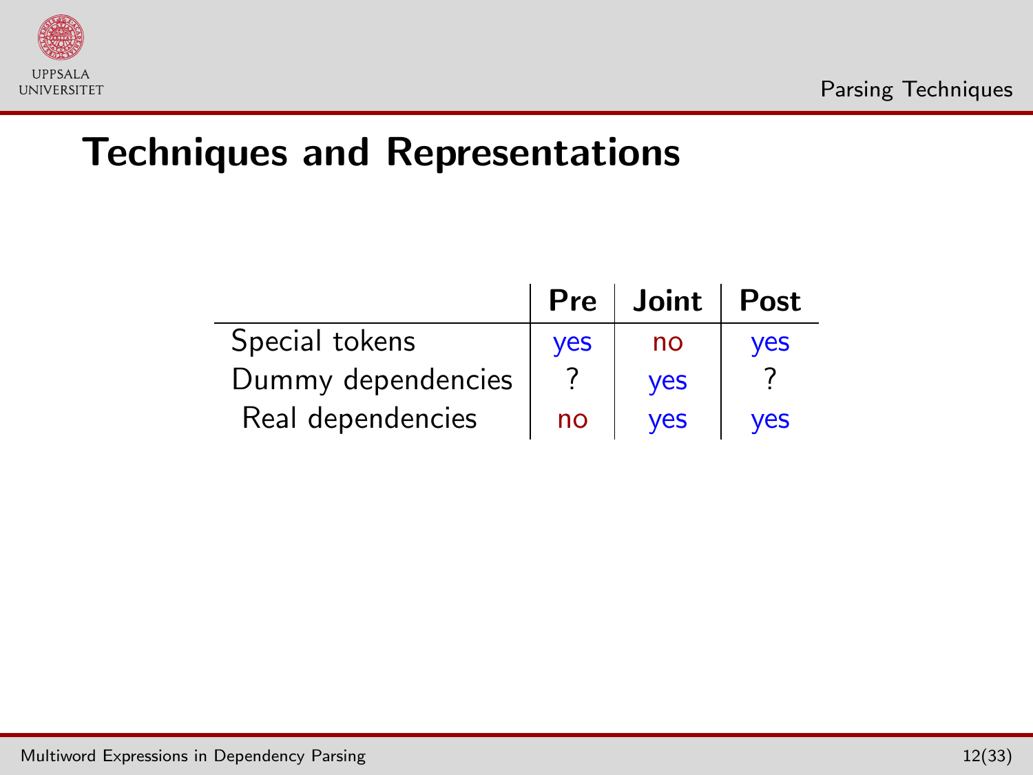# Techniques and Representations

| | **Pre** | **Joint** | **Post** |
|---|---|---|---|
| Special tokens | yes | no | yes |
| Dummy dependencies | ? | yes | ? |
| Real dependencies | no | yes | yes |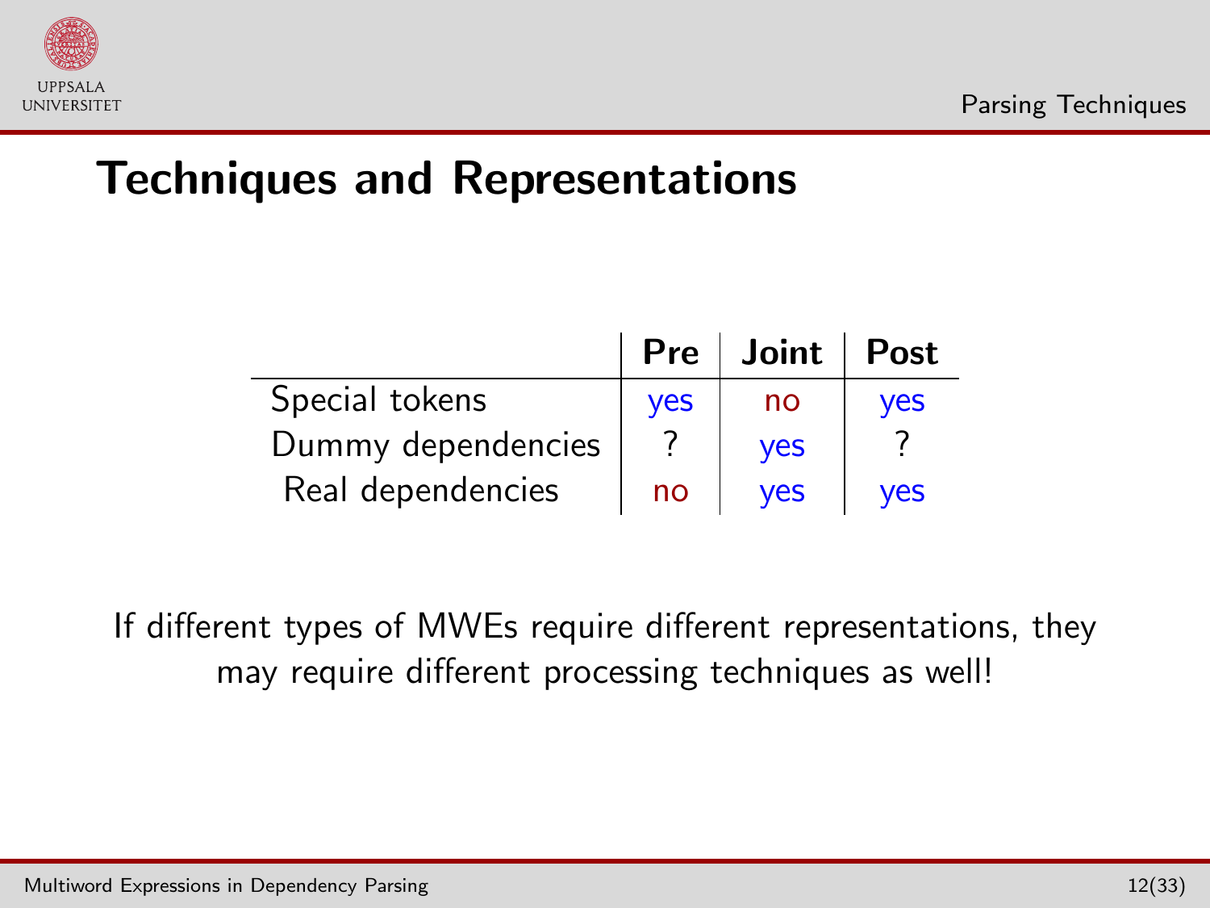# Techniques and Representations

| | Pre | Joint | Post |
|---|---|---|---|
| Special tokens | yes | no | yes |
| Dummy dependencies | ? | yes | ? |
| Real dependencies | no | yes | yes |

If different types of MWEs require different representations, they may require different processing techniques as well!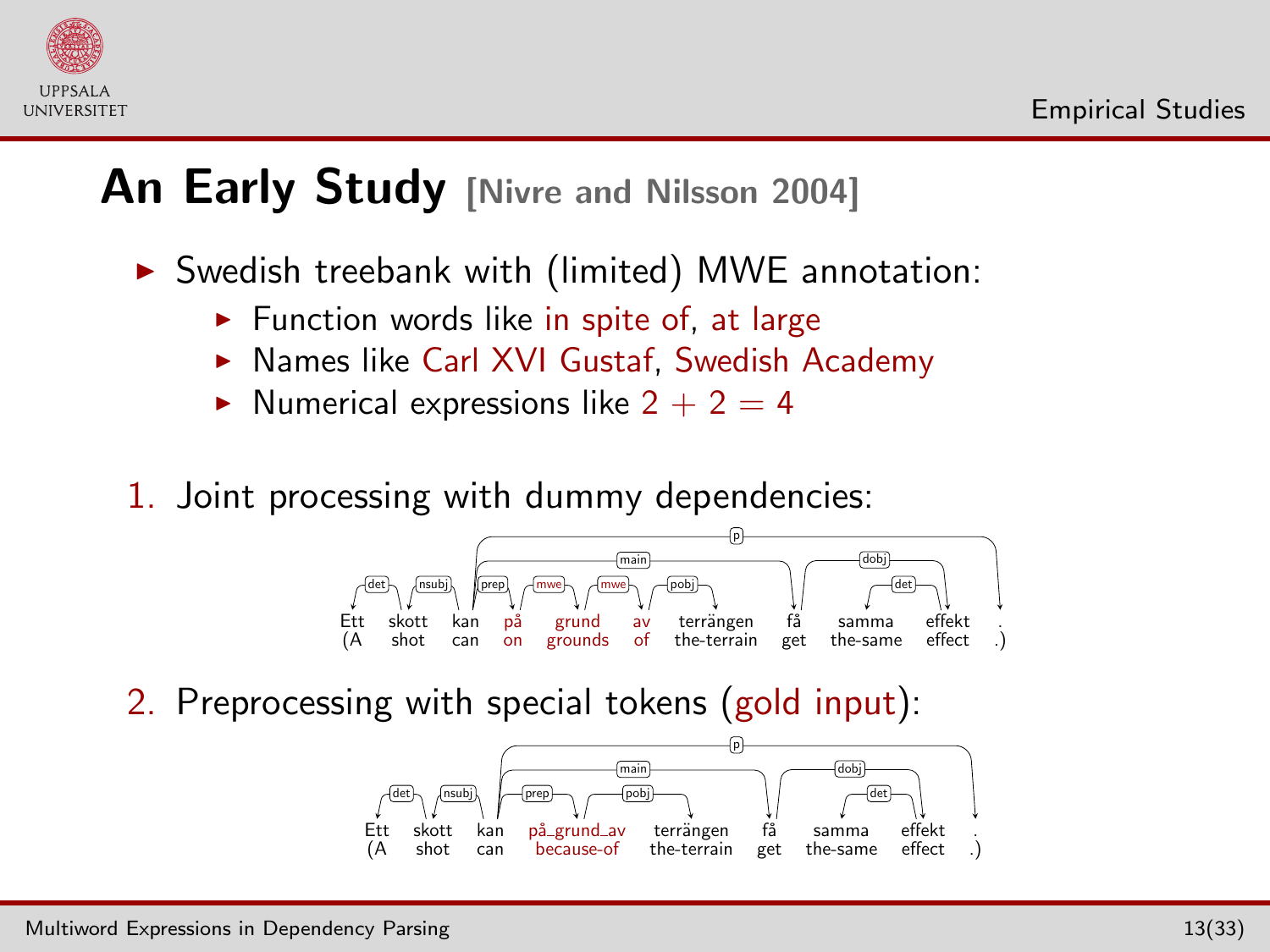# An Early Study [Nivre and Nilsson 2004]

- Swedish treebank with (limited) MWE annotation:
  - Function words like in spite of, at large
  - Names like Carl XVI Gustaf, Swedish Academy
  - Numerical expressions like $2 + 2 = 4$

1. Joint processing with dummy dependencies:

| Ett | skott | kan | på | grund | av | terrängen | få | samma | effekt | . |
|---|---|---|---|---|---|---|---|---|---|---|
| (A | shot | can | on | grounds | of | the-terrain | get | the-same | effect | .) |

Dependency labels: det, nsubj, prep, mwe, mwe, pobj, main, dobj, det, p

2. Preprocessing with special tokens (gold input):

| Ett | skott | kan | på_grund_av | terrängen | få | samma | effekt | . |
|---|---|---|---|---|---|---|---|---|
| (A | shot | can | because-of | the-terrain | get | the-same | effect | .) |

Dependency labels: det, nsubj, prep, pobj, main, dobj, det, p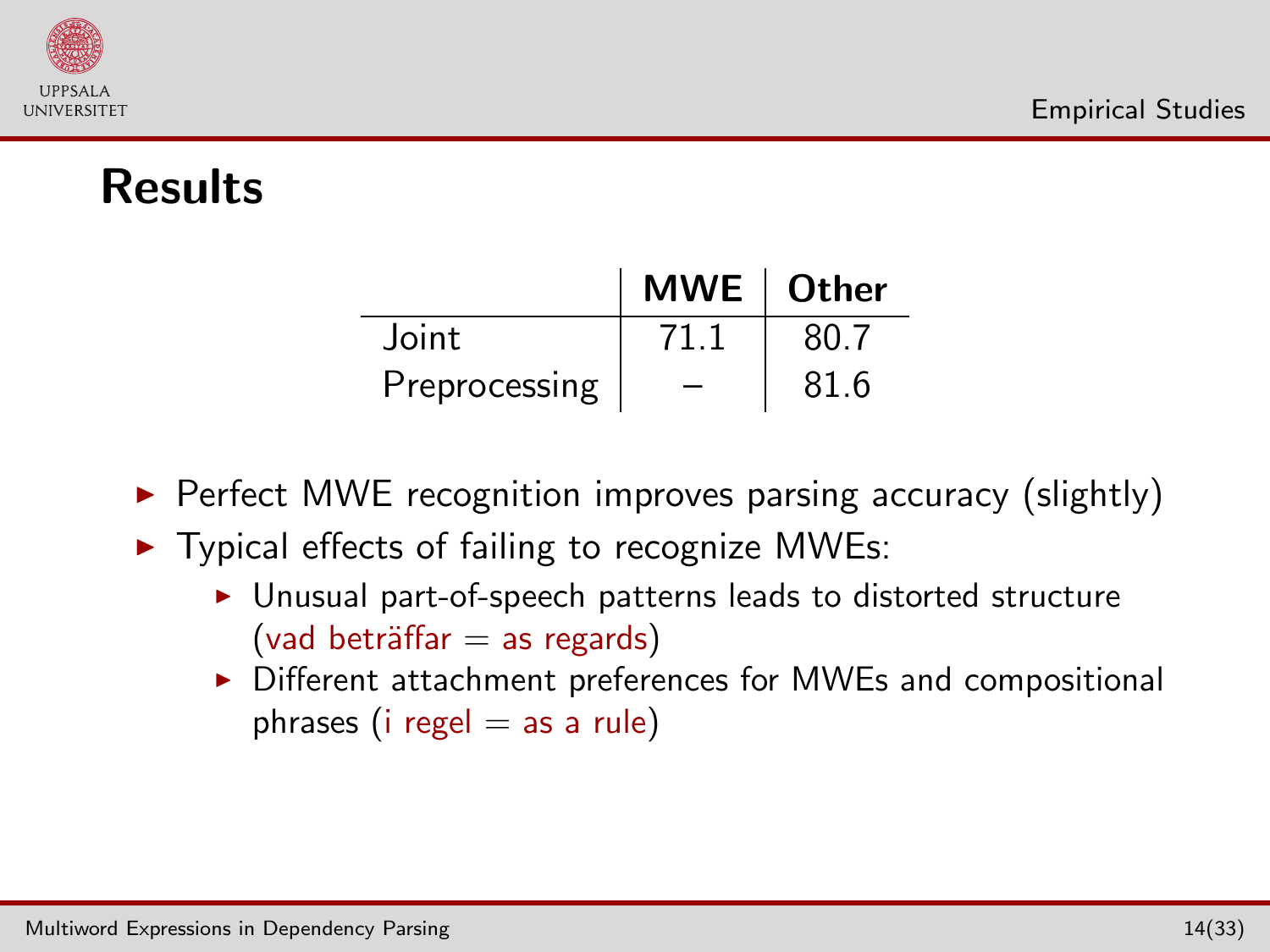## Results

| | MWE | Other |
|---|---|---|
| Joint | 71.1 | 80.7 |
| Preprocessing | – | 81.6 |

- Perfect MWE recognition improves parsing accuracy (slightly)
- Typical effects of failing to recognize MWEs:
  - Unusual part-of-speech patterns leads to distorted structure (vad beträffar = as regards)
  - Different attachment preferences for MWEs and compositional phrases (i regel = as a rule)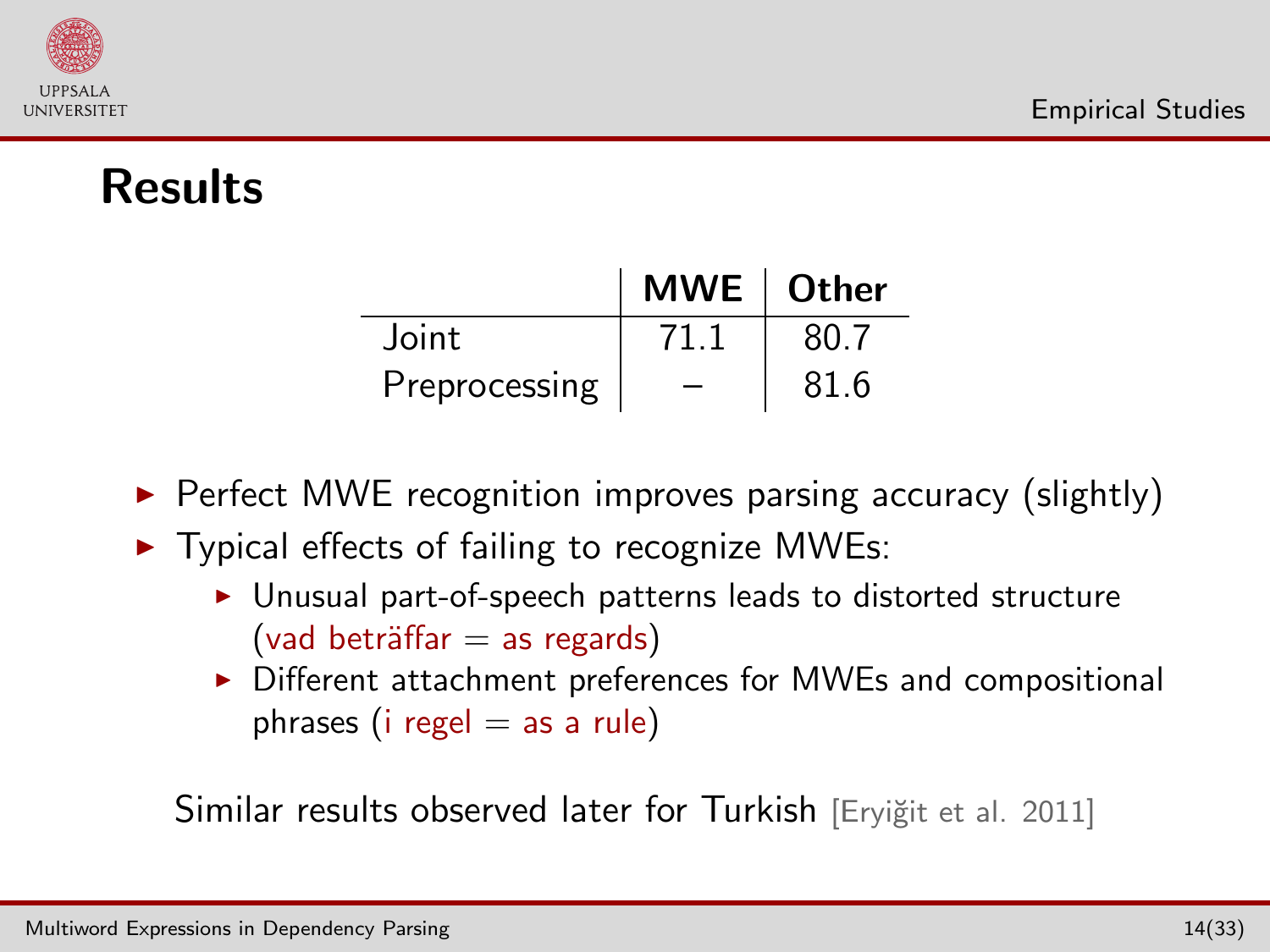## Results

| | MWE | Other |
|---|---|---|
| Joint | 71.1 | 80.7 |
| Preprocessing | – | 81.6 |

- Perfect MWE recognition improves parsing accuracy (slightly)
- Typical effects of failing to recognize MWEs:
  - Unusual part-of-speech patterns leads to distorted structure (vad beträffar = as regards)
  - Different attachment preferences for MWEs and compositional phrases (i regel = as a rule)

Similar results observed later for Turkish [Eryiğit et al. 2011]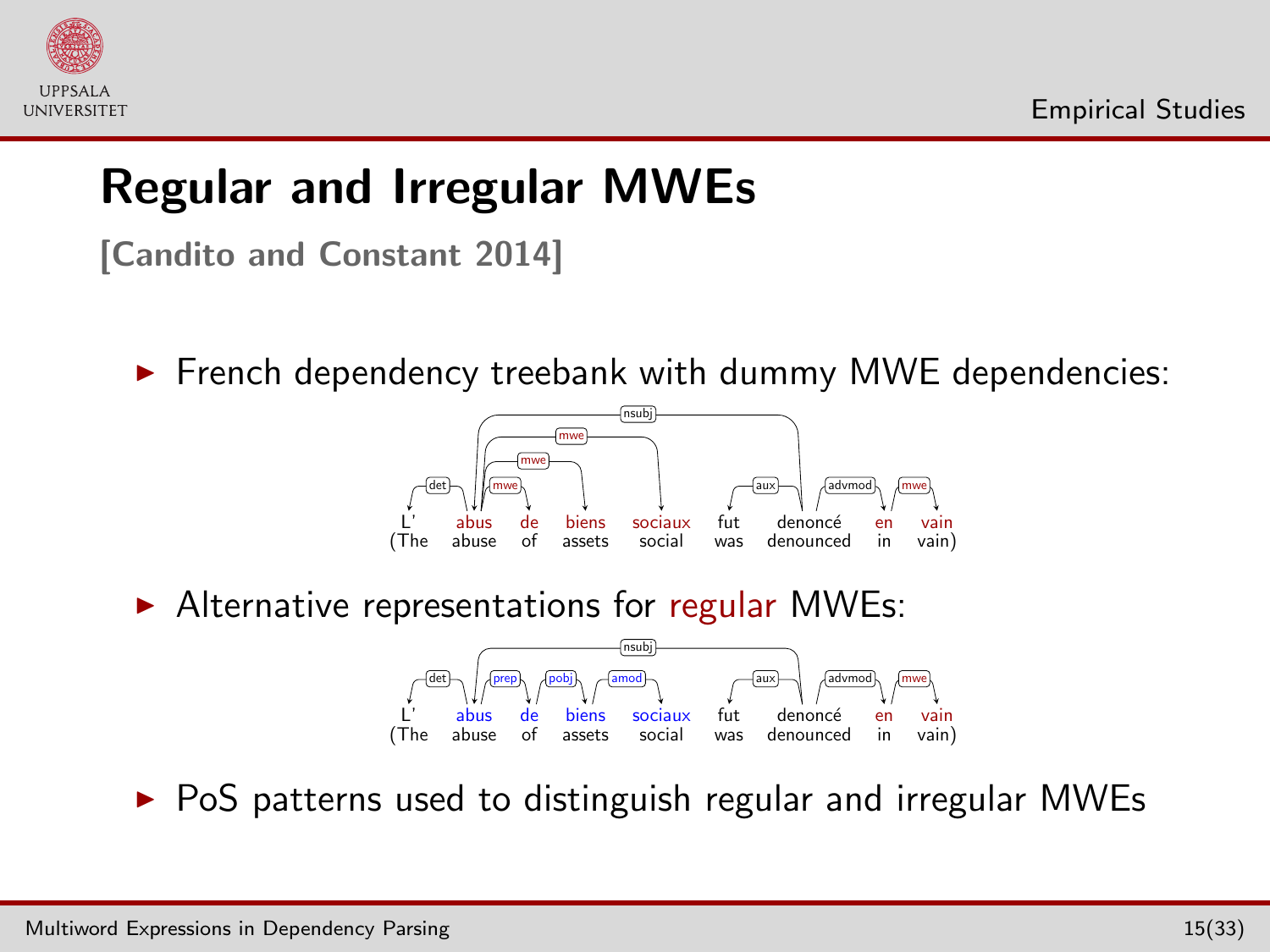# Regular and Irregular MWEs

**[Candito and Constant 2014]**

- French dependency treebank with dummy MWE dependencies:

```
L'    abus   de   biens   sociaux   fut   denoncé     en   vain
(The  abuse  of   assets  social    was   denounced   in   vain)

Arcs: det(abus → L'), mwe(abus → de), mwe(abus → biens), mwe(abus → sociaux),
      nsubj(denoncé → abus), aux(denoncé → fut), advmod(denoncé → en), mwe(en → vain)
```

- Alternative representations for regular MWEs:

```
L'    abus   de   biens   sociaux   fut   denoncé     en   vain
(The  abuse  of   assets  social    was   denounced   in   vain)

Arcs: det(abus → L'), prep(abus → de), pobj(de → biens), amod(biens → sociaux),
      nsubj(denoncé → abus), aux(denoncé → fut), advmod(denoncé → en), mwe(en → vain)
```

- PoS patterns used to distinguish regular and irregular MWEs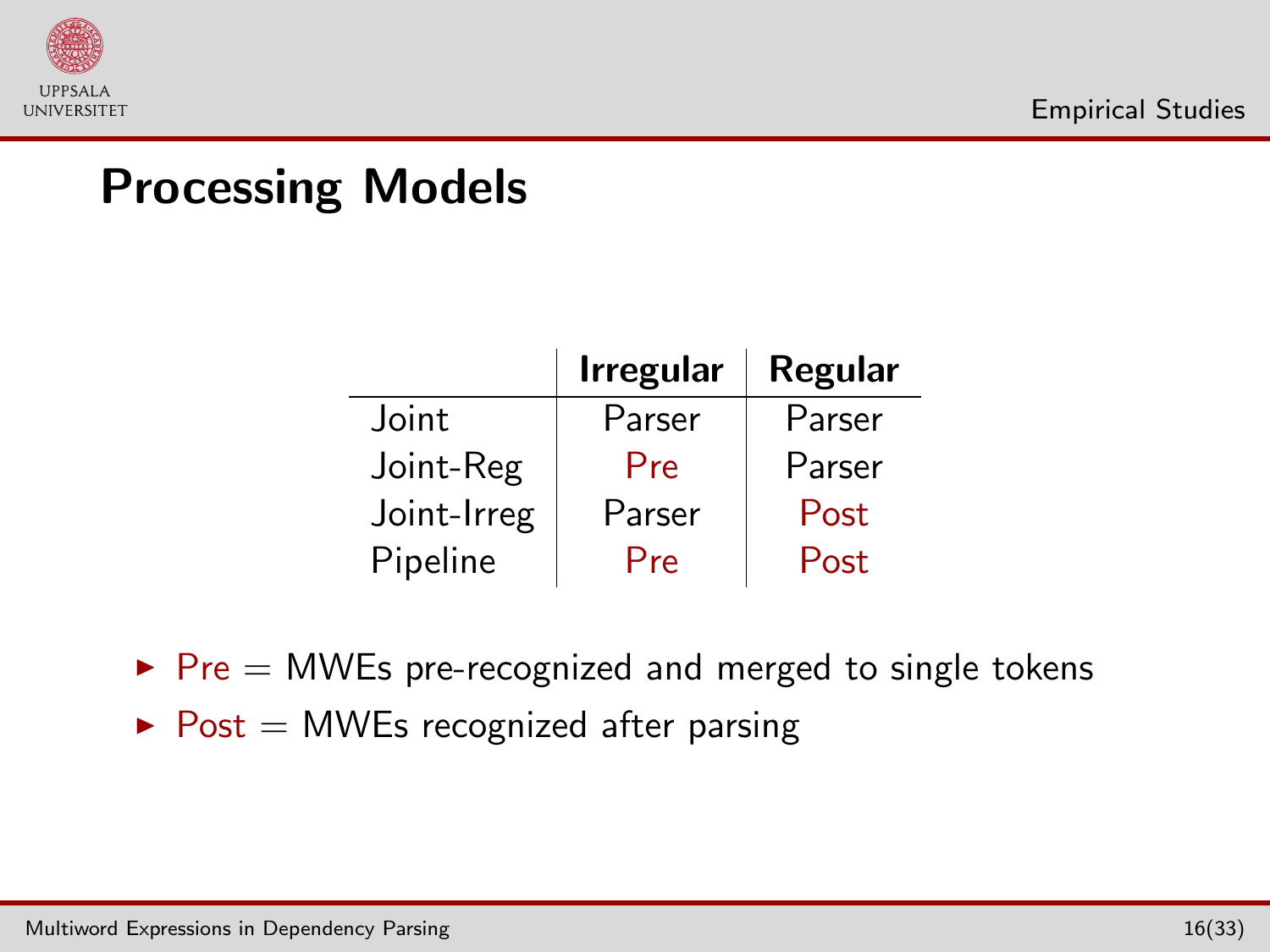## Processing Models

| | Irregular | Regular |
|---|---|---|
| Joint | Parser | Parser |
| Joint-Reg | Pre | Parser |
| Joint-Irreg | Parser | Post |
| Pipeline | Pre | Post |

- Pre = MWEs pre-recognized and merged to single tokens
- Post = MWEs recognized after parsing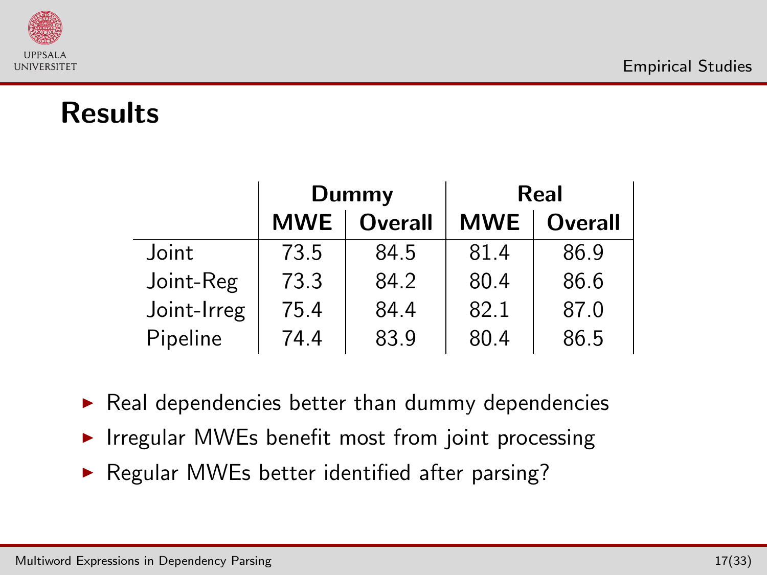# Results

| | Dummy | | Real | |
|---|---|---|---|---|
| | MWE | Overall | MWE | Overall |
| Joint | 73.5 | 84.5 | 81.4 | 86.9 |
| Joint-Reg | 73.3 | 84.2 | 80.4 | 86.6 |
| Joint-Irreg | 75.4 | 84.4 | 82.1 | 87.0 |
| Pipeline | 74.4 | 83.9 | 80.4 | 86.5 |

- Real dependencies better than dummy dependencies
- Irregular MWEs benefit most from joint processing
- Regular MWEs better identified after parsing?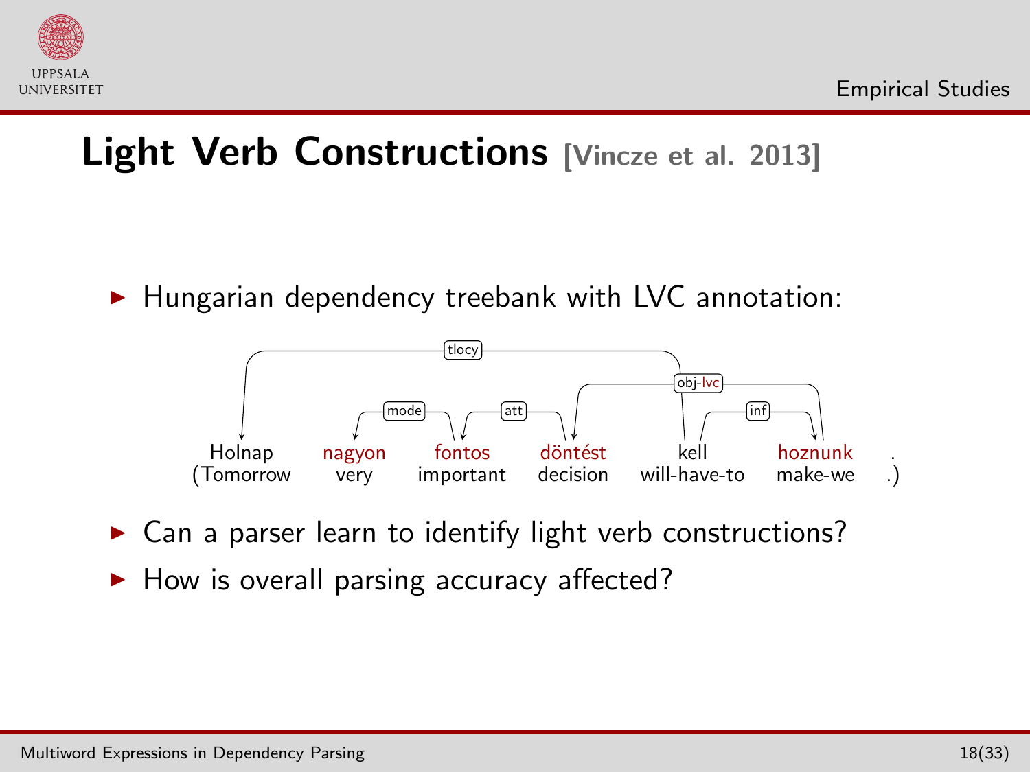# Light Verb Constructions [Vincze et al. 2013]

- Hungarian dependency treebank with LVC annotation:

| Holnap | nagyon | fontos | döntést | kell | hoznunk | . |
|---|---|---|---|---|---|---|
| (Tomorrow | very | important | decision | will-have-to | make-we | .) |

Dependency arcs: tlocy (kell → Holnap), mode (fontos → nagyon), att (döntést → fontos), obj-lvc (hoznunk → döntést), inf (kell → hoznunk)

- Can a parser learn to identify light verb constructions?
- How is overall parsing accuracy affected?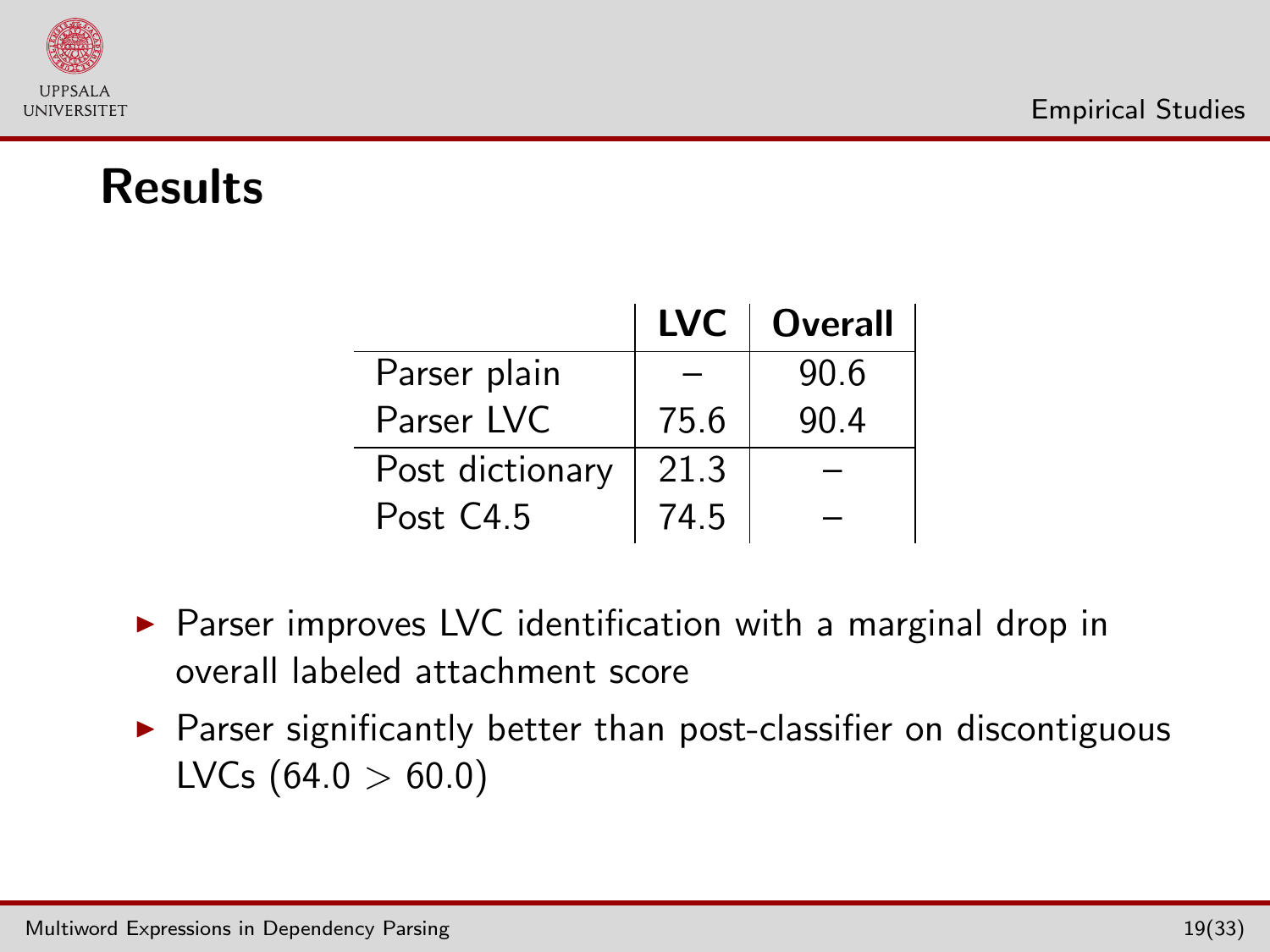## Results

| | LVC | Overall |
|---|---|---|
| Parser plain | – | 90.6 |
| Parser LVC | 75.6 | 90.4 |
| Post dictionary | 21.3 | – |
| Post C4.5 | 74.5 | – |

- Parser improves LVC identification with a marginal drop in overall labeled attachment score
- Parser significantly better than post-classifier on discontiguous LVCs ($64.0 > 60.0$)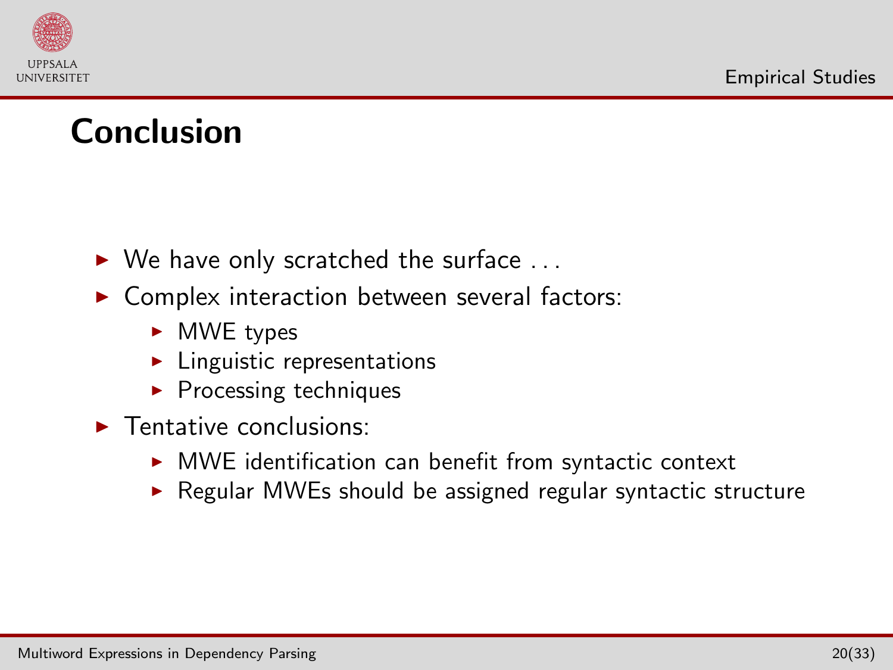# Conclusion

- We have only scratched the surface ...
- Complex interaction between several factors:
  - MWE types
  - Linguistic representations
  - Processing techniques
- Tentative conclusions:
  - MWE identification can benefit from syntactic context
  - Regular MWEs should be assigned regular syntactic structure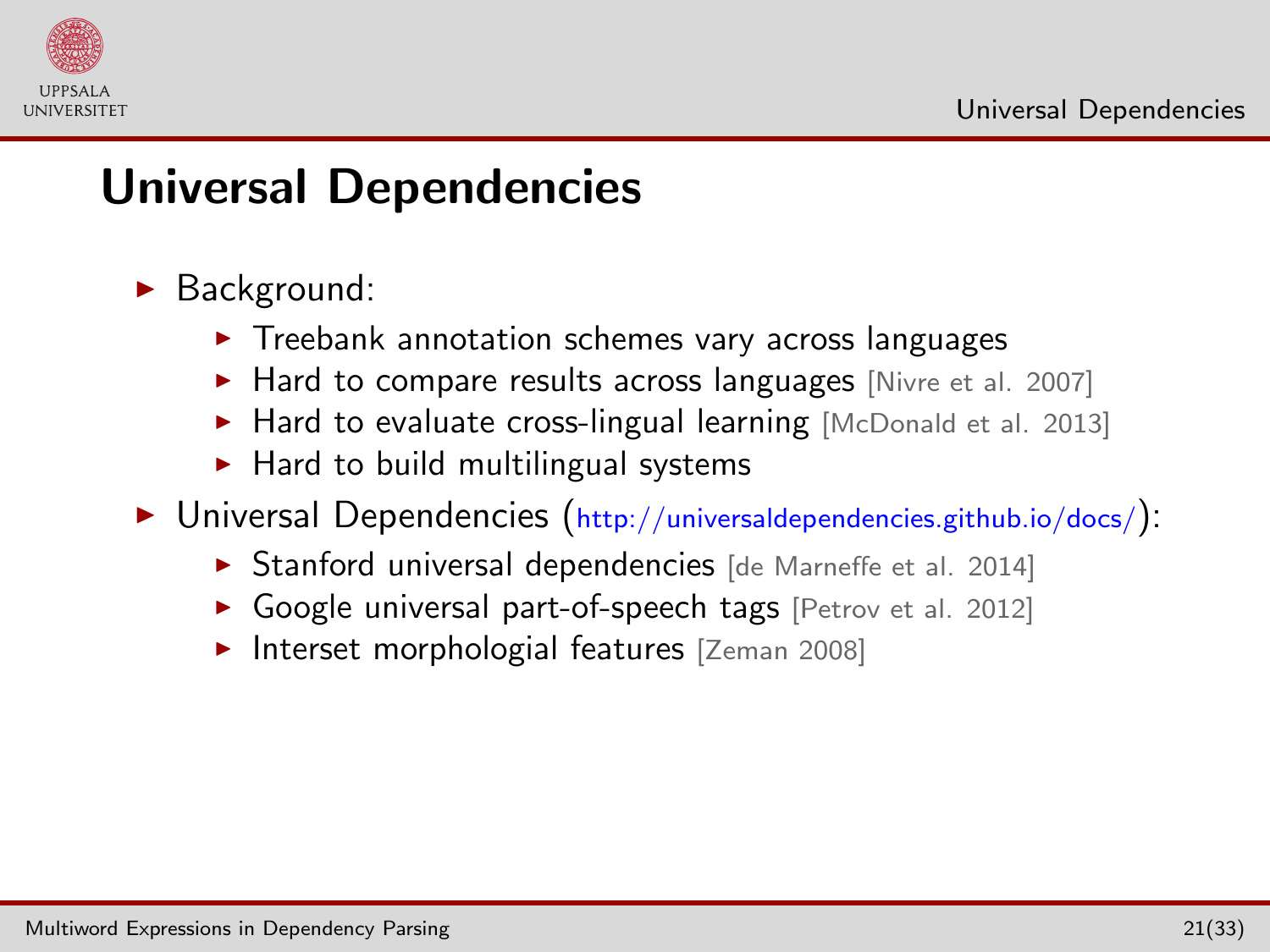# Universal Dependencies

- Background:
  - Treebank annotation schemes vary across languages
  - Hard to compare results across languages [Nivre et al. 2007]
  - Hard to evaluate cross-lingual learning [McDonald et al. 2013]
  - Hard to build multilingual systems
- Universal Dependencies (http://universaldependencies.github.io/docs/):
  - Stanford universal dependencies [de Marneffe et al. 2014]
  - Google universal part-of-speech tags [Petrov et al. 2012]
  - Interset morphologial features [Zeman 2008]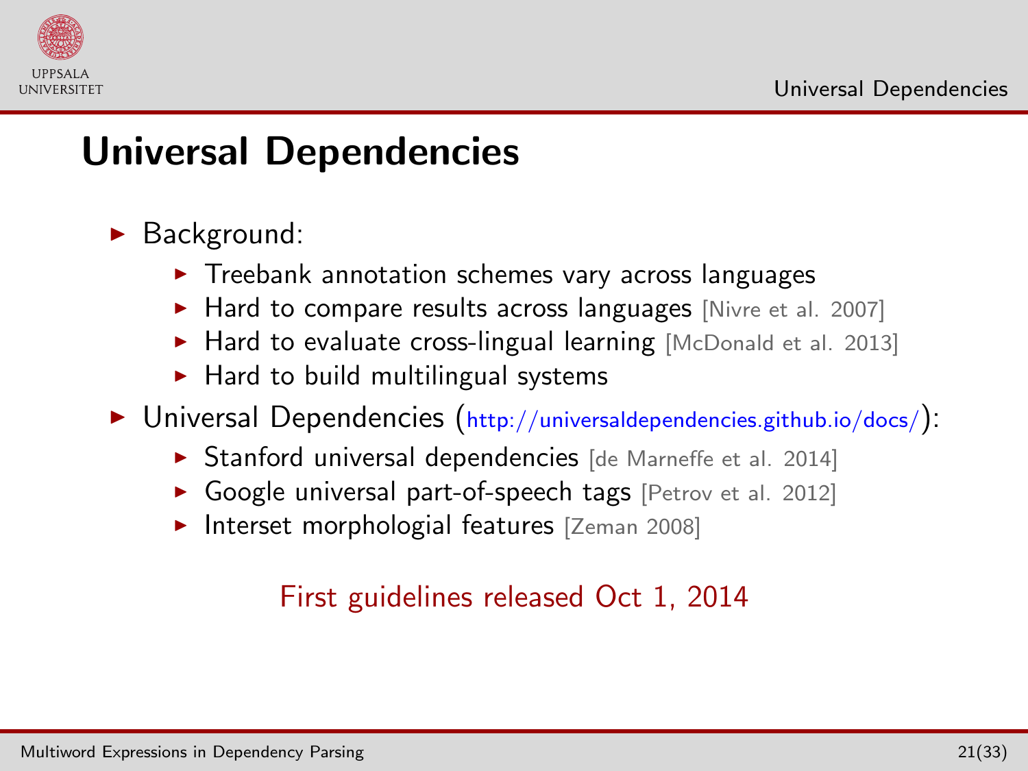# Universal Dependencies

- Background:
  - Treebank annotation schemes vary across languages
  - Hard to compare results across languages [Nivre et al. 2007]
  - Hard to evaluate cross-lingual learning [McDonald et al. 2013]
  - Hard to build multilingual systems
- Universal Dependencies (http://universaldependencies.github.io/docs/):
  - Stanford universal dependencies [de Marneffe et al. 2014]
  - Google universal part-of-speech tags [Petrov et al. 2012]
  - Interset morphologial features [Zeman 2008]

First guidelines released Oct 1, 2014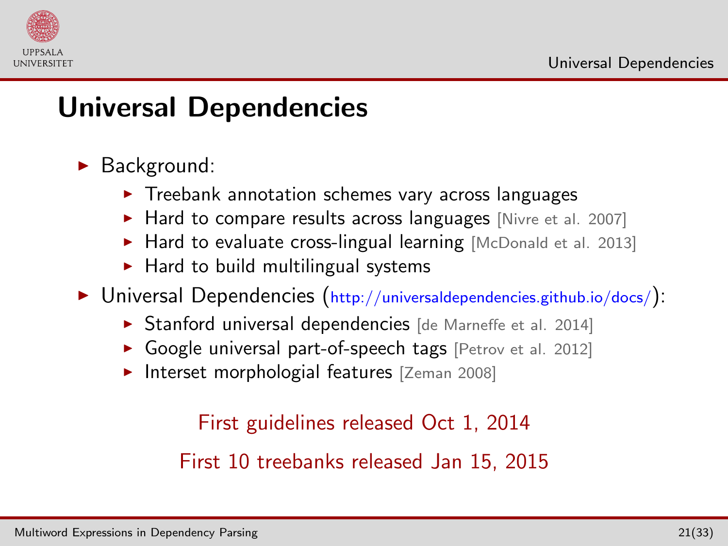# Universal Dependencies

- Background:
  - Treebank annotation schemes vary across languages
  - Hard to compare results across languages [Nivre et al. 2007]
  - Hard to evaluate cross-lingual learning [McDonald et al. 2013]
  - Hard to build multilingual systems
- Universal Dependencies (http://universaldependencies.github.io/docs/):
  - Stanford universal dependencies [de Marneffe et al. 2014]
  - Google universal part-of-speech tags [Petrov et al. 2012]
  - Interset morphologial features [Zeman 2008]

First guidelines released Oct 1, 2014

First 10 treebanks released Jan 15, 2015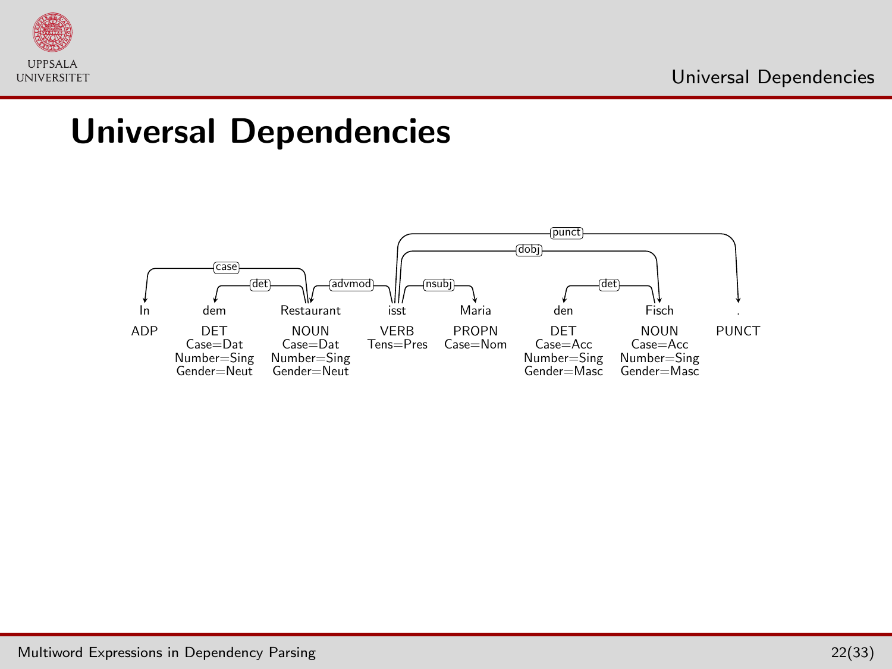# Universal Dependencies

| In | dem | Restaurant | isst | Maria | den | Fisch | . |
|---|---|---|---|---|---|---|---|
| ADP | DET | NOUN | VERB | PROPN | DET | NOUN | PUNCT |
| | Case=Dat | Case=Dat | Tens=Pres | Case=Nom | Case=Acc | Case=Acc | |
| | Number=Sing | Number=Sing | | | Number=Sing | Number=Sing | |
| | Gender=Neut | Gender=Neut | | | Gender=Masc | Gender=Masc | |

Dependencies:

- case(Restaurant, In)
- det(Restaurant, dem)
- advmod(isst, Restaurant)
- nsubj(isst, Maria)
- det(Fisch, den)
- dobj(isst, Fisch)
- punct(isst, .)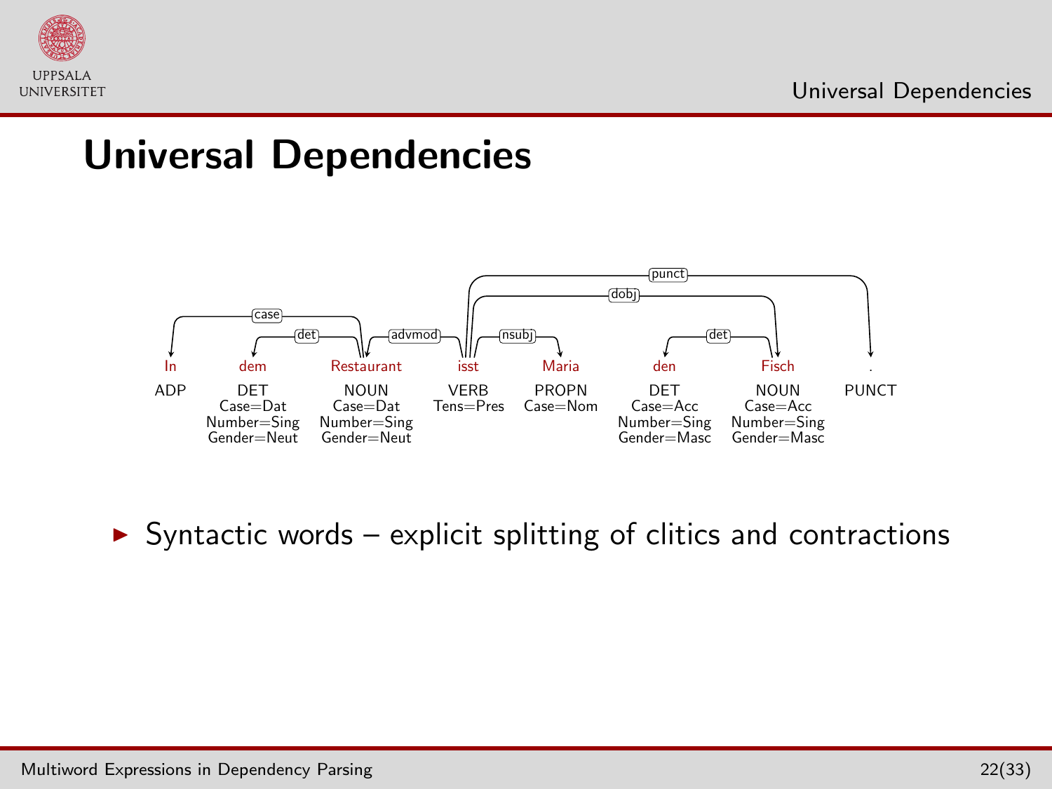# Universal Dependencies

| In | dem | Restaurant | isst | Maria | den | Fisch | . |
|---|---|---|---|---|---|---|---|
| ADP | DET | NOUN | VERB | PROPN | DET | NOUN | PUNCT |
| | Case=Dat | Case=Dat | Tens=Pres | Case=Nom | Case=Acc | Case=Acc | |
| | Number=Sing | Number=Sing | | | Number=Sing | Number=Sing | |
| | Gender=Neut | Gender=Neut | | | Gender=Masc | Gender=Masc | |

Dependencies:
- Restaurant → In (case)
- Restaurant → dem (det)
- isst → Restaurant (advmod)
- isst → Maria (nsubj)
- isst → Fisch (dobj)
- Fisch → den (det)
- isst → . (punct)

- Syntactic words – explicit splitting of clitics and contractions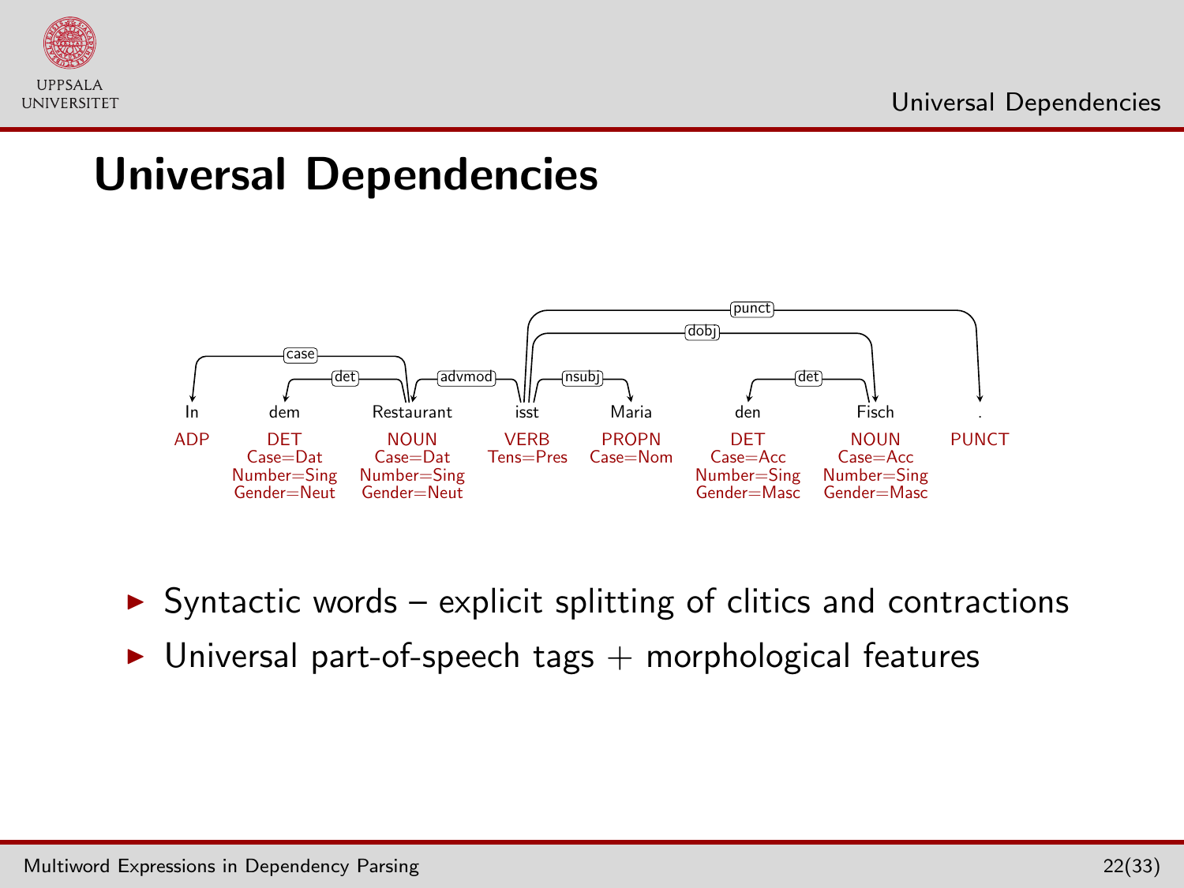# Universal Dependencies

| In | dem | Restaurant | isst | Maria | den | Fisch | . |
|---|---|---|---|---|---|---|---|
| ADP | DET | NOUN | VERB | PROPN | DET | NOUN | PUNCT |
| | Case=Dat | Case=Dat | Tens=Pres | Case=Nom | Case=Acc | Case=Acc | |
| | Number=Sing | Number=Sing | | | Number=Sing | Number=Sing | |
| | Gender=Neut | Gender=Neut | | | Gender=Masc | Gender=Masc | |

Dependency arcs: case (Restaurant → In), det (Restaurant → dem), advmod (isst → Restaurant), nsubj (isst → Maria), det (Fisch → den), dobj (isst → Fisch), punct (isst → .)

- Syntactic words – explicit splitting of clitics and contractions
- Universal part-of-speech tags + morphological features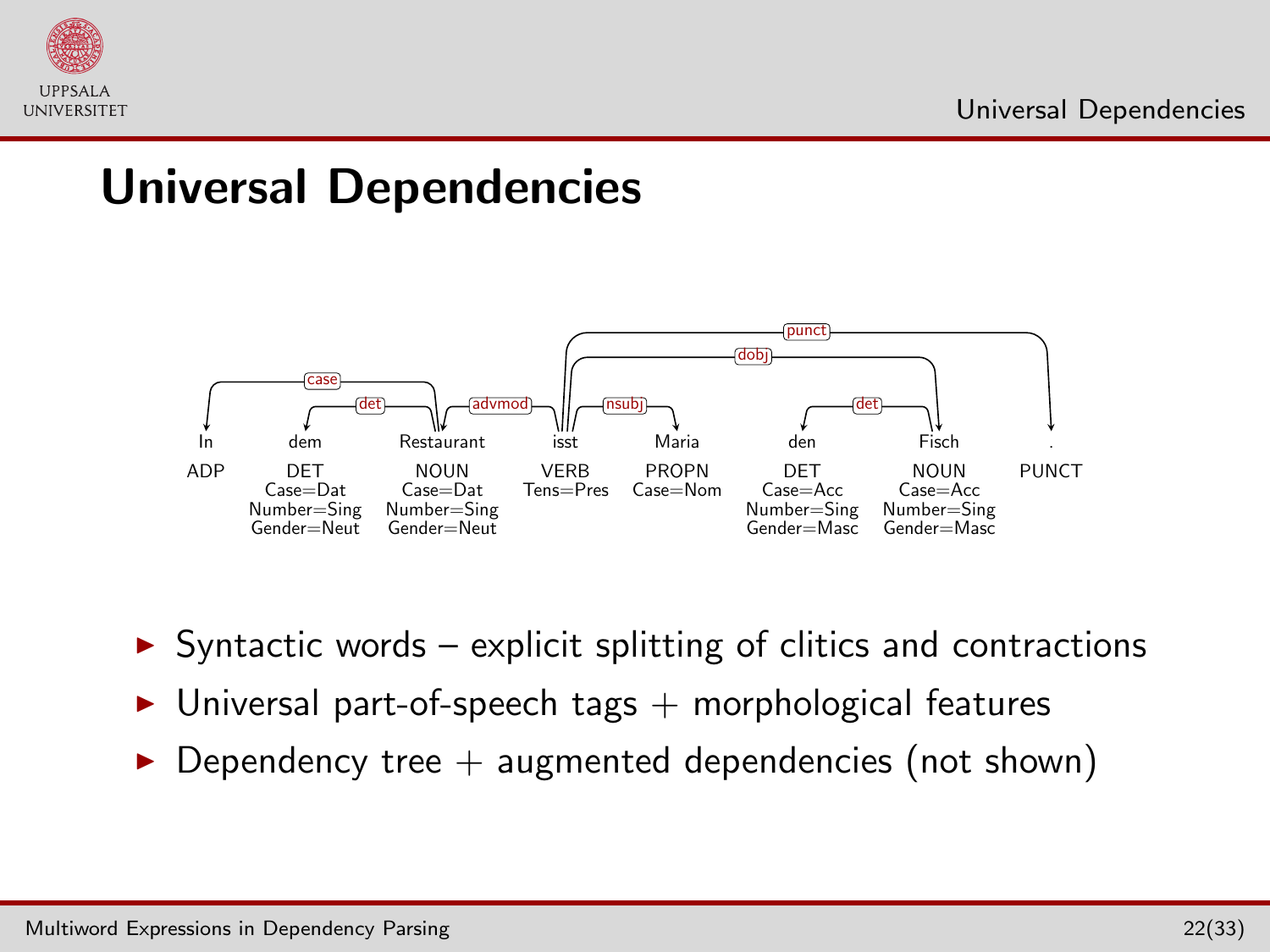# Universal Dependencies

| In | dem | Restaurant | isst | Maria | den | Fisch | . |
|---|---|---|---|---|---|---|---|
| ADP | DET | NOUN | VERB | PROPN | DET | NOUN | PUNCT |
| | Case=Dat | Case=Dat | Tens=Pres | Case=Nom | Case=Acc | Case=Acc | |
| | Number=Sing | Number=Sing | | | Number=Sing | Number=Sing | |
| | Gender=Neut | Gender=Neut | | | Gender=Masc | Gender=Masc | |

Dependencies: case (Restaurant → In), det (Restaurant → dem), advmod (isst → Restaurant), nsubj (isst → Maria), det (Fisch → den), dobj (isst → Fisch), punct (isst → .)

- Syntactic words – explicit splitting of clitics and contractions
- Universal part-of-speech tags + morphological features
- Dependency tree + augmented dependencies (not shown)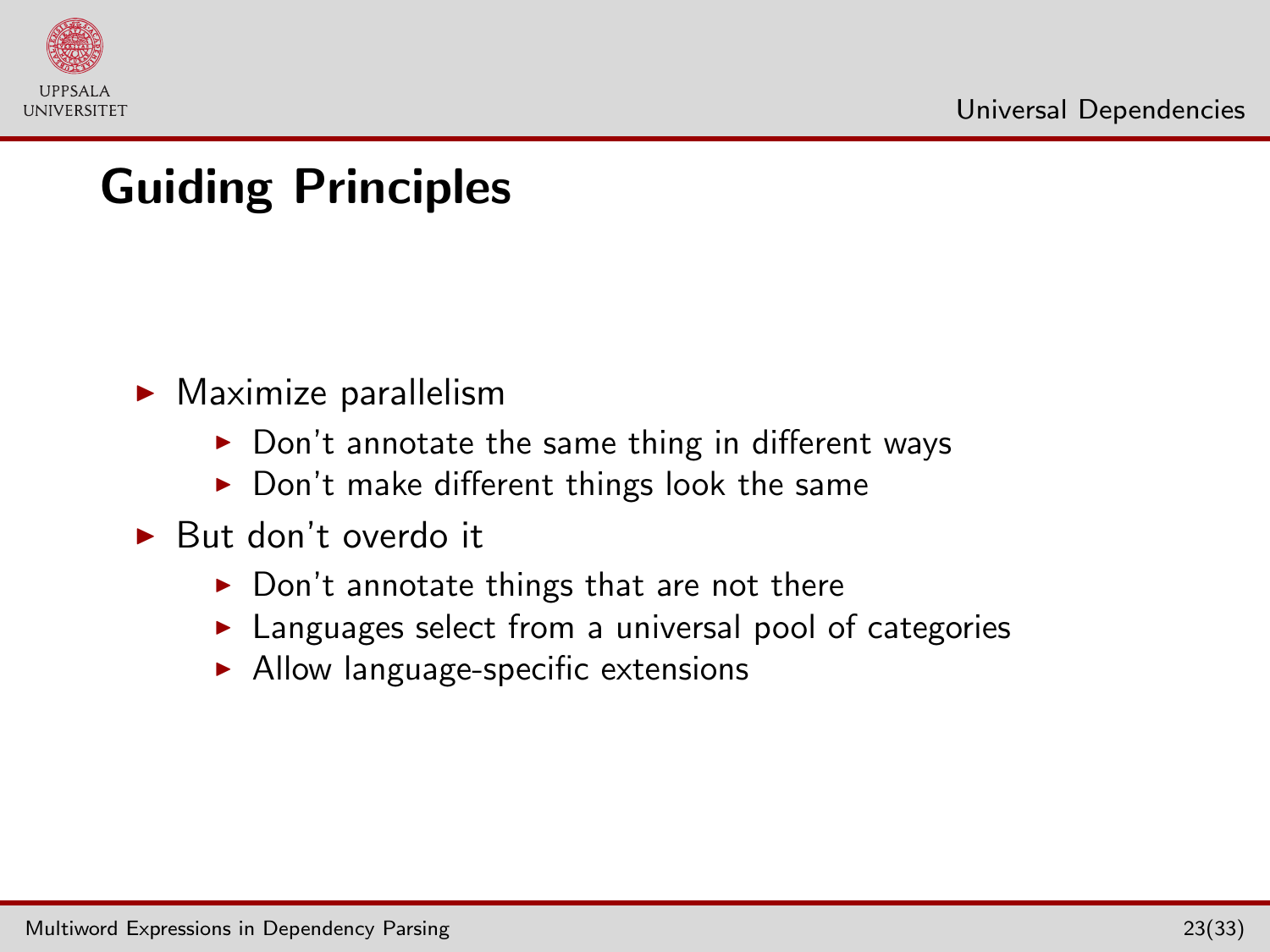## Guiding Principles

- Maximize parallelism
  - Don't annotate the same thing in different ways
  - Don't make different things look the same
- But don't overdo it
  - Don't annotate things that are not there
  - Languages select from a universal pool of categories
  - Allow language-specific extensions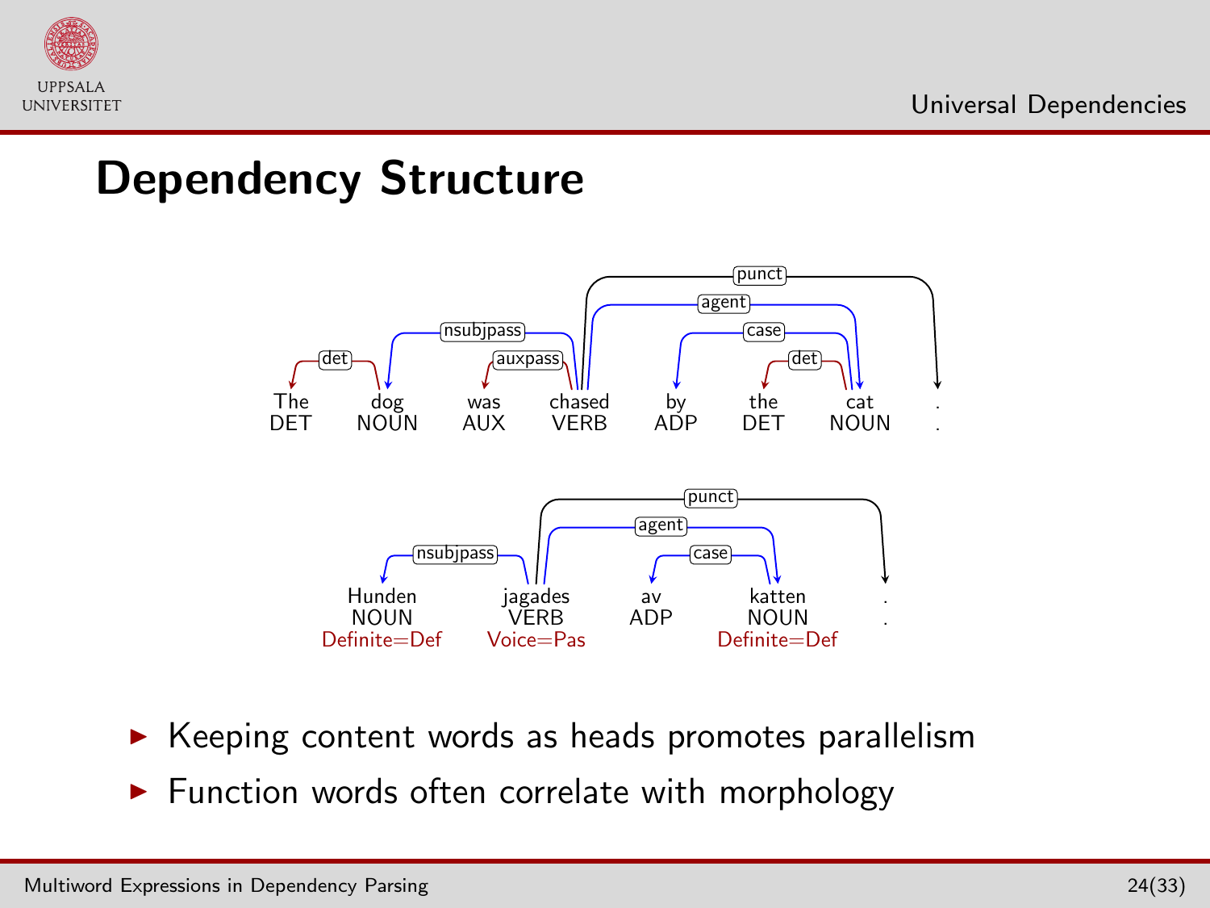# Dependency Structure

The DET — dog NOUN — was AUX — chased VERB — by ADP — the DET — cat NOUN — . .

(det: dog → The; nsubjpass: chased → dog; auxpass: chased → was; agent: chased → cat; case: cat → by; det: cat → the; punct: chased → .)

Hunden NOUN Definite=Def — jagades VERB Voice=Pas — av ADP — katten NOUN Definite=Def — . .

(nsubjpass: jagades → Hunden; agent: jagades → katten; case: katten → av; punct: jagades → .)

- Keeping content words as heads promotes parallelism
- Function words often correlate with morphology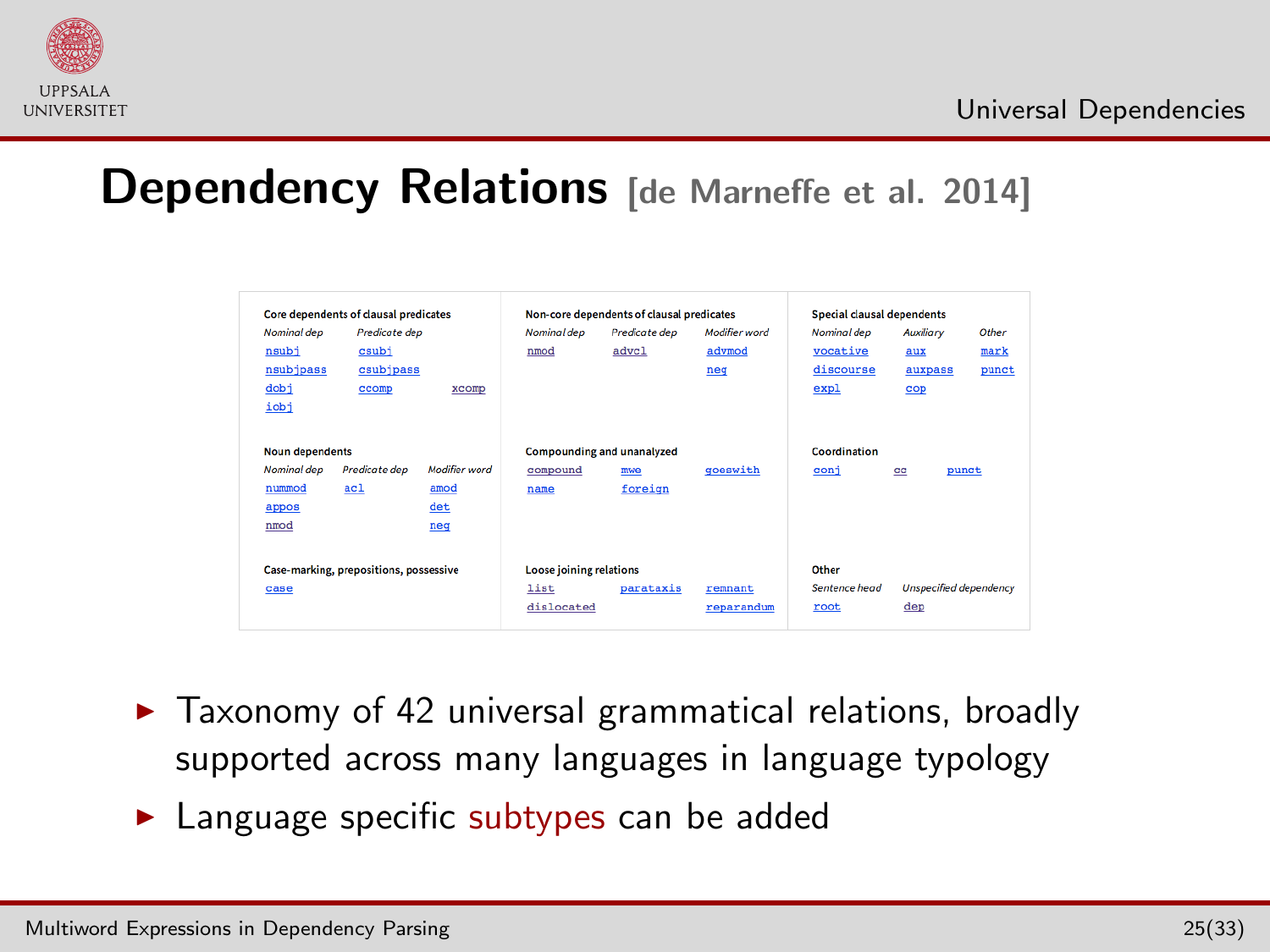# Dependency Relations [de Marneffe et al. 2014]

| Core dependents of clausal predicates | | | Non-core dependents of clausal predicates | | | Special clausal dependents | | |
|---|---|---|---|---|---|---|---|---|
| *Nominal dep* | *Predicate dep* | | *Nominal dep* | *Predicate dep* | *Modifier word* | *Nominal dep* | *Auxiliary* | *Other* |
| nsubj | csubj | | nmod | advcl | advmod | vocative | aux | mark |
| nsubjpass | csubjpass | | | | neg | discourse | auxpass | punct |
| dobj | ccomp | xcomp | | | | expl | cop | |
| iobj | | | | | | | | |
| **Noun dependents** | | | **Compounding and unanalyzed** | | | **Coordination** | | |
| *Nominal dep* | *Predicate dep* | *Modifier word* | | | | | | |
| nummod | acl | amod | compound | mwe | goeswith | conj | cc | punct |
| appos | | det | name | foreign | | | | |
| nmod | | neg | | | | | | |
| **Case-marking, prepositions, possessive** | | | **Loose joining relations** | | | **Other** | | |
| | | | | | | *Sentence head* | *Unspecified dependency* | |
| case | | | list | parataxis | remnant | root | dep | |
| | | | dislocated | | reparandum | | | |

- Taxonomy of 42 universal grammatical relations, broadly supported across many languages in language typology
- Language specific subtypes can be added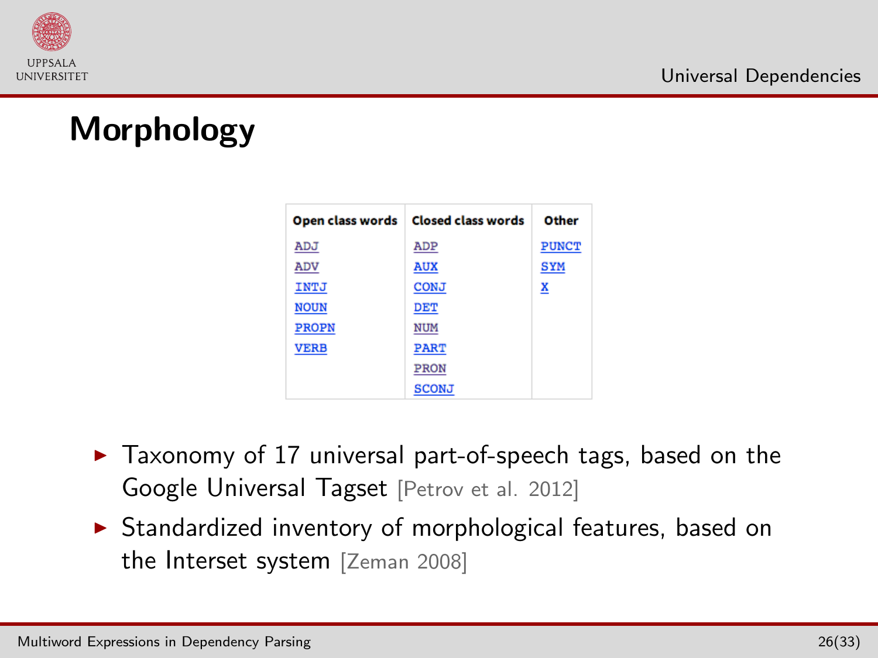# Morphology

| Open class words | Closed class words | Other |
|---|---|---|
| ADJ | ADP | PUNCT |
| ADV | AUX | SYM |
| INTJ | CONJ | X |
| NOUN | DET | |
| PROPN | NUM | |
| VERB | PART | |
| | PRON | |
| | SCONJ | |

- Taxonomy of 17 universal part-of-speech tags, based on the Google Universal Tagset [Petrov et al. 2012]
- Standardized inventory of morphological features, based on the Interset system [Zeman 2008]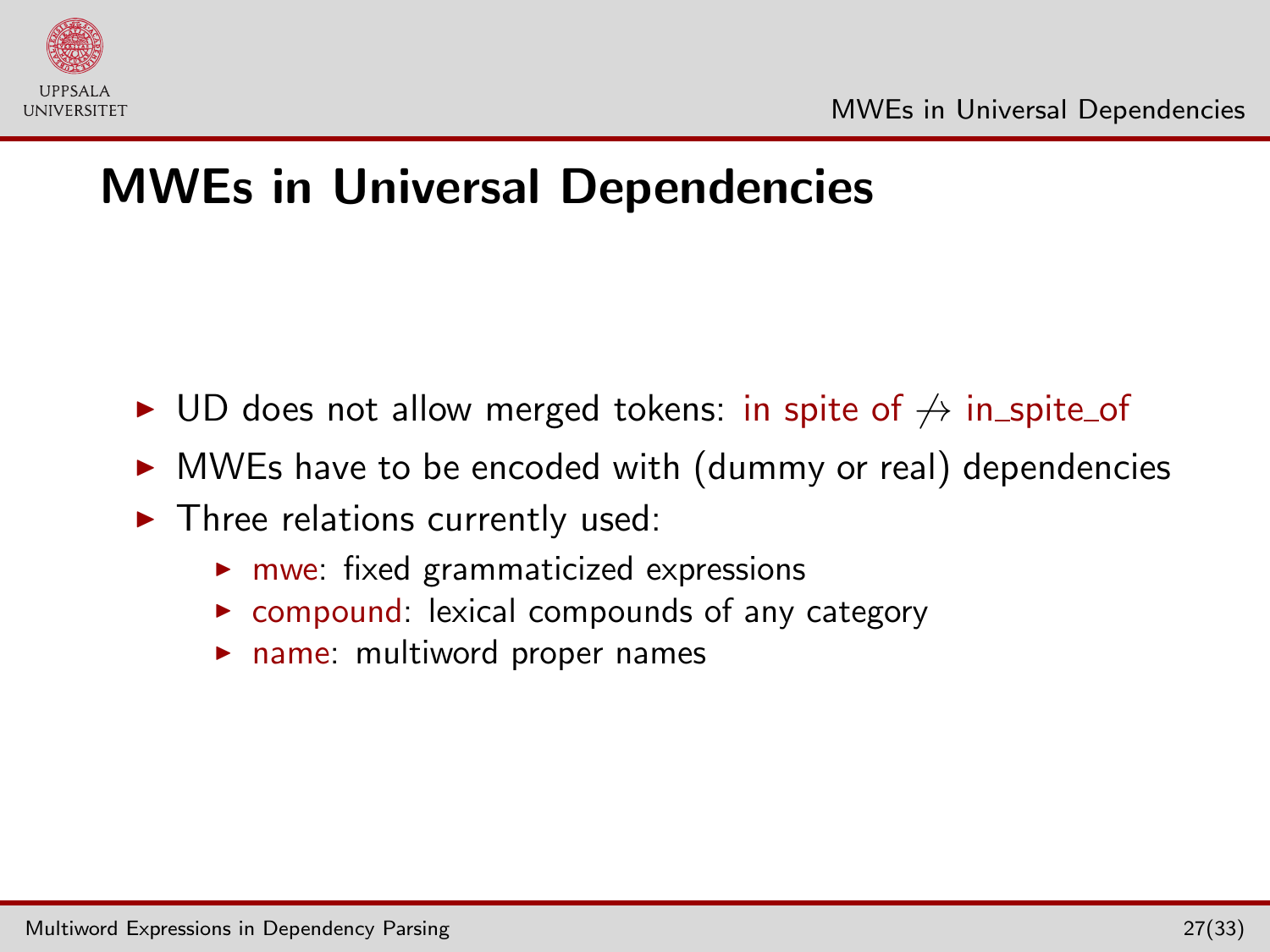# MWEs in Universal Dependencies

- UD does not allow merged tokens: in spite of $\not\rightarrow$ in_spite_of
- MWEs have to be encoded with (dummy or real) dependencies
- Three relations currently used:
  - mwe: fixed grammaticized expressions
  - compound: lexical compounds of any category
  - name: multiword proper names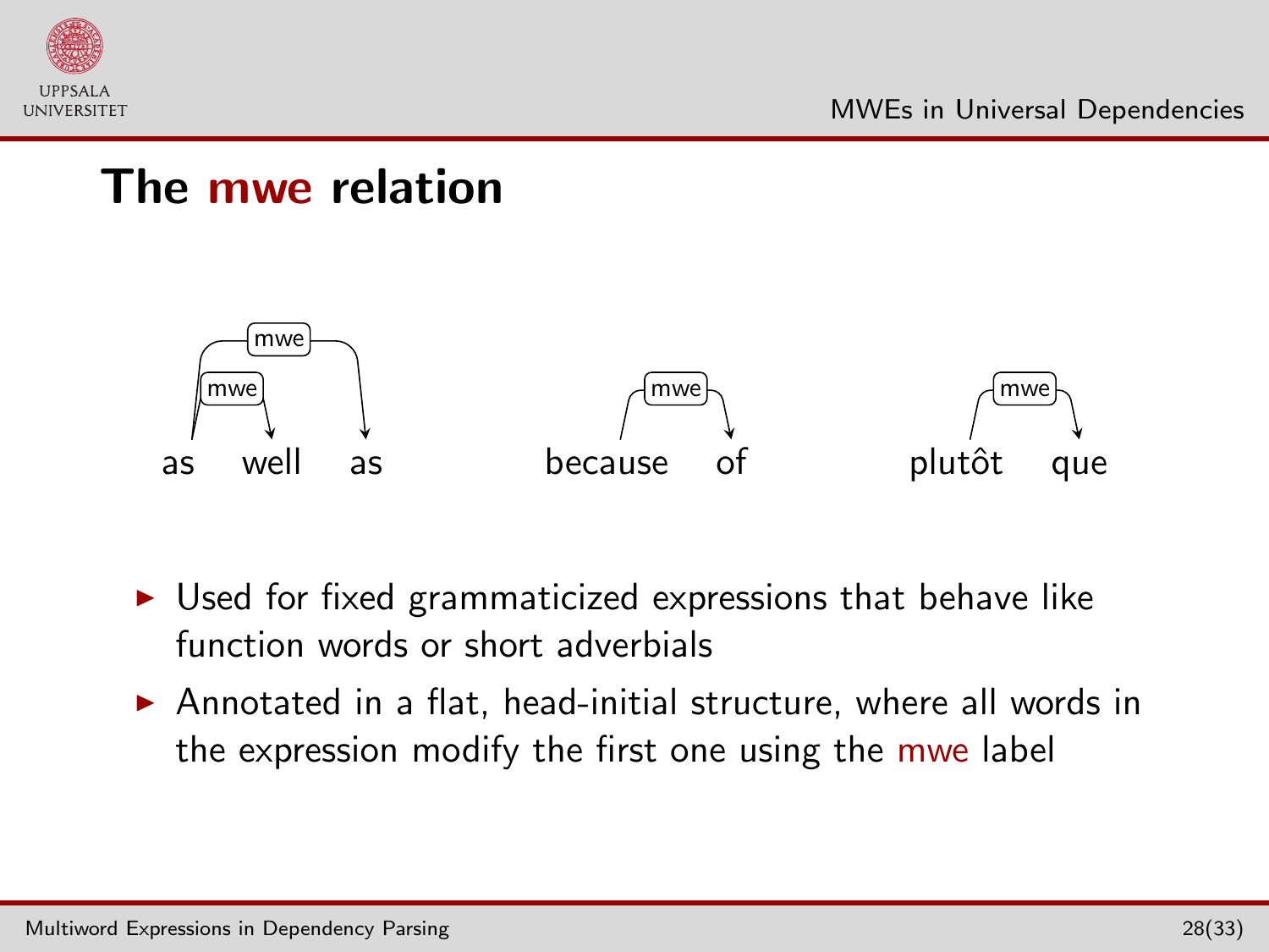## The mwe relation

as well as — because of — plutôt que

- Used for fixed grammaticized expressions that behave like function words or short adverbials
- Annotated in a flat, head-initial structure, where all words in the expression modify the first one using the mwe label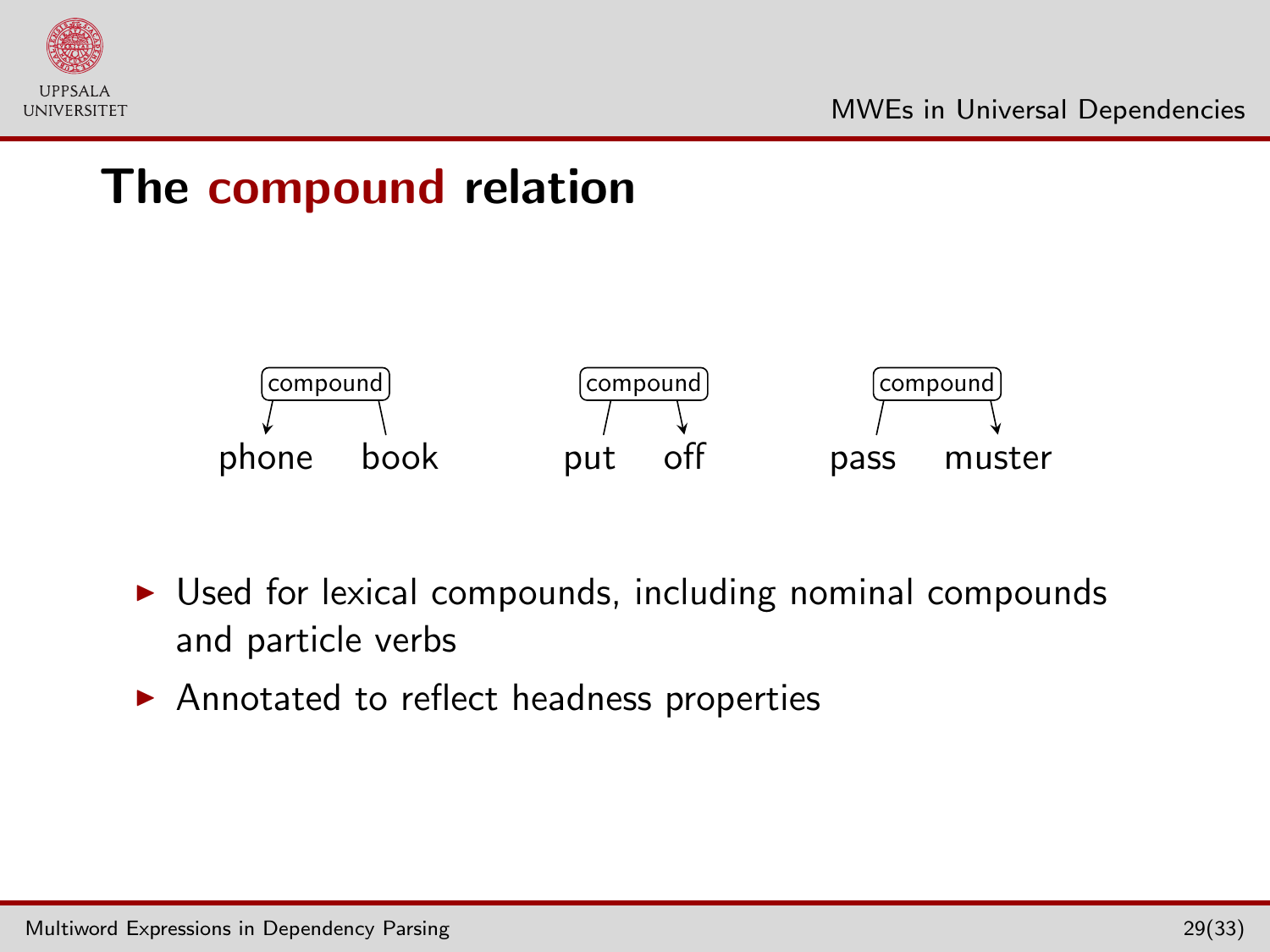## The compound relation

compound: phone ← book

compound: put → off

compound: pass → muster

- Used for lexical compounds, including nominal compounds and particle verbs
- Annotated to reflect headness properties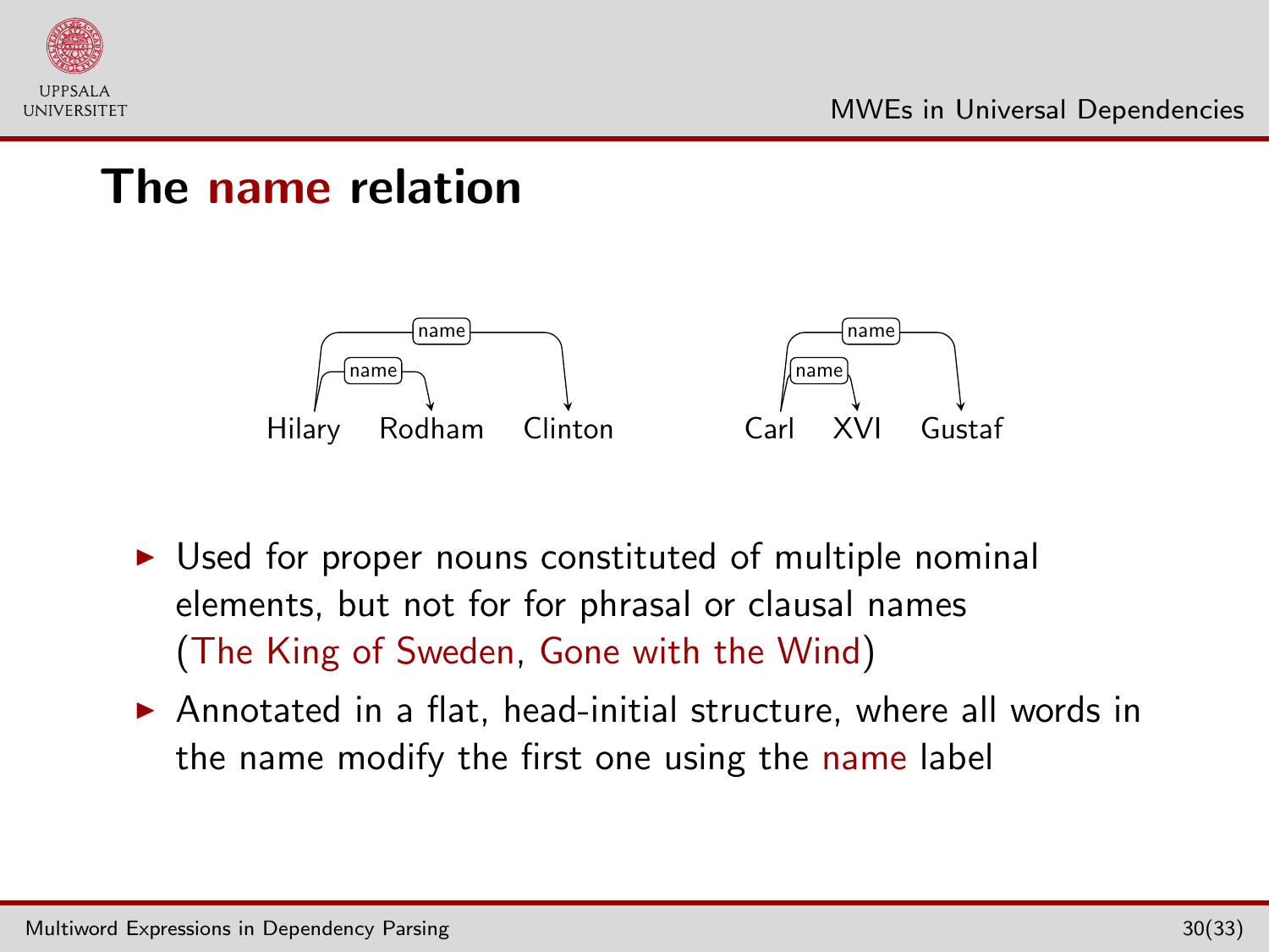# The name relation

Hilary Rodham Clinton (name: Hilary → Rodham; name: Hilary → Clinton)

Carl XVI Gustaf (name: Carl → XVI; name: Carl → Gustaf)

- Used for proper nouns constituted of multiple nominal elements, but not for for phrasal or clausal names (The King of Sweden, Gone with the Wind)
- Annotated in a flat, head-initial structure, where all words in the name modify the first one using the name label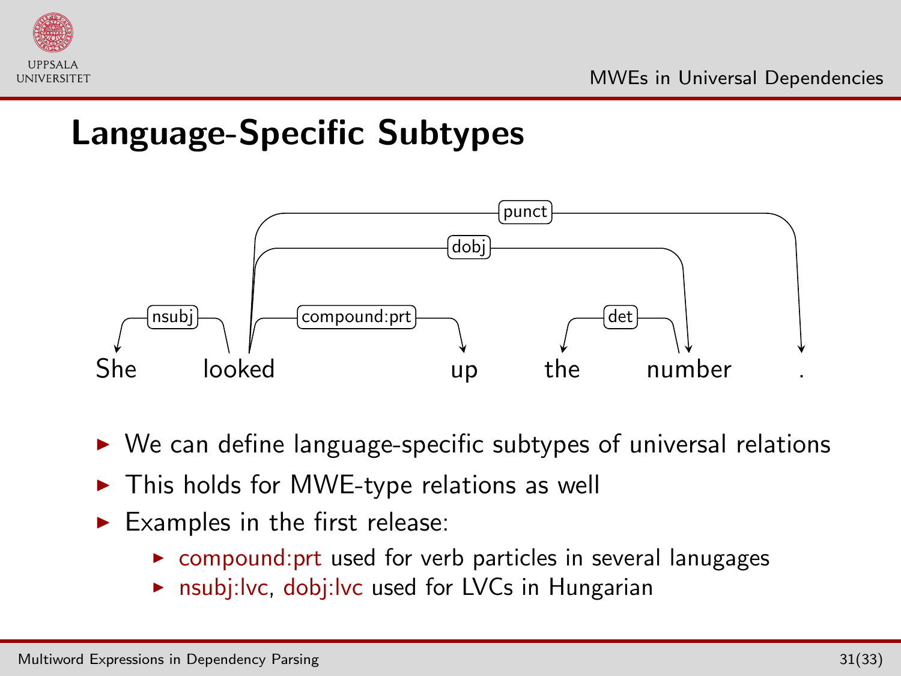## Language-Specific Subtypes

She looked up the number .

(nsubj: looked → She; compound:prt: looked → up; det: number → the; dobj: looked → number; punct: looked → .)

- We can define language-specific subtypes of universal relations
- This holds for MWE-type relations as well
- Examples in the first release:
  - compound:prt used for verb particles in several lanugages
  - nsubj:lvc, dobj:lvc used for LVCs in Hungarian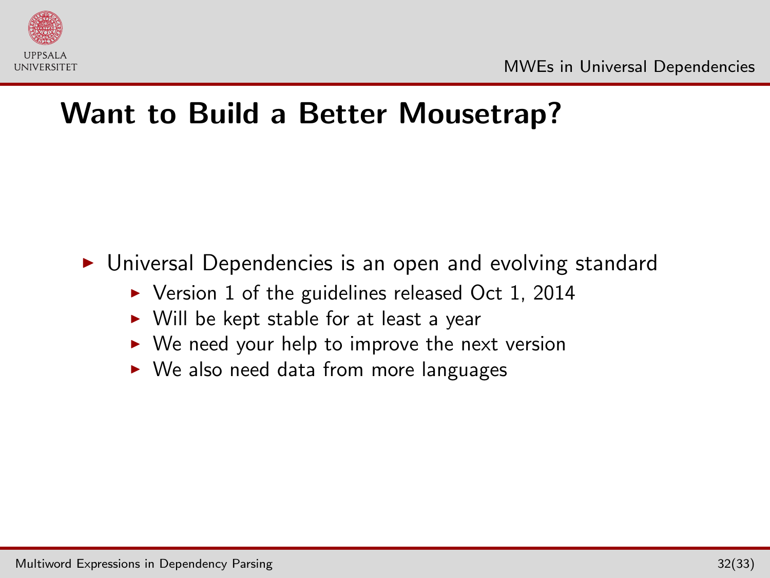# Want to Build a Better Mousetrap?

- Universal Dependencies is an open and evolving standard
  - Version 1 of the guidelines released Oct 1, 2014
  - Will be kept stable for at least a year
  - We need your help to improve the next version
  - We also need data from more languages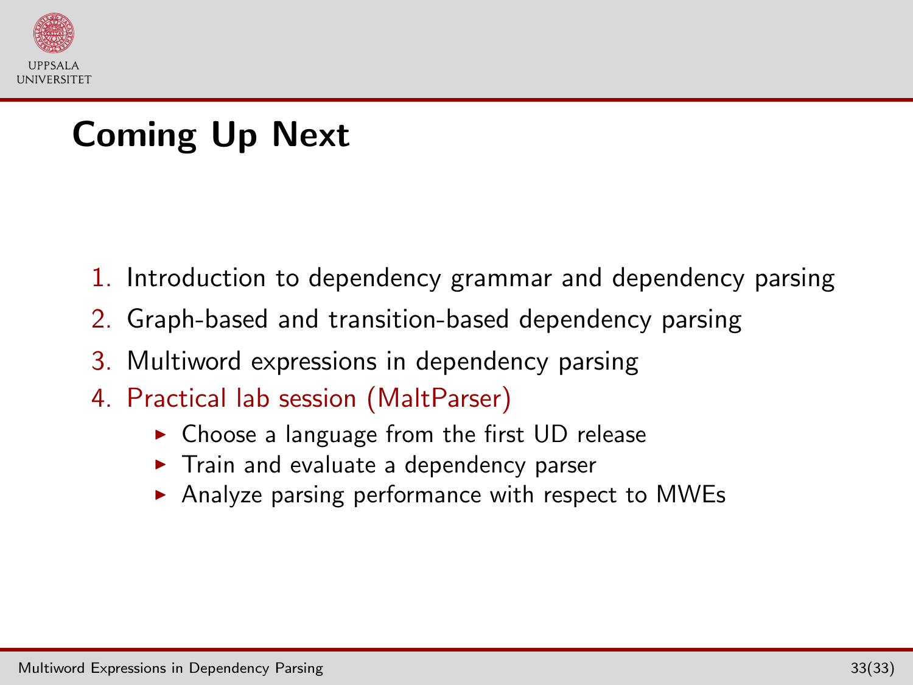# Coming Up Next

1. Introduction to dependency grammar and dependency parsing
2. Graph-based and transition-based dependency parsing
3. Multiword expressions in dependency parsing
4. Practical lab session (MaltParser)
   - Choose a language from the first UD release
   - Train and evaluate a dependency parser
   - Analyze parsing performance with respect to MWEs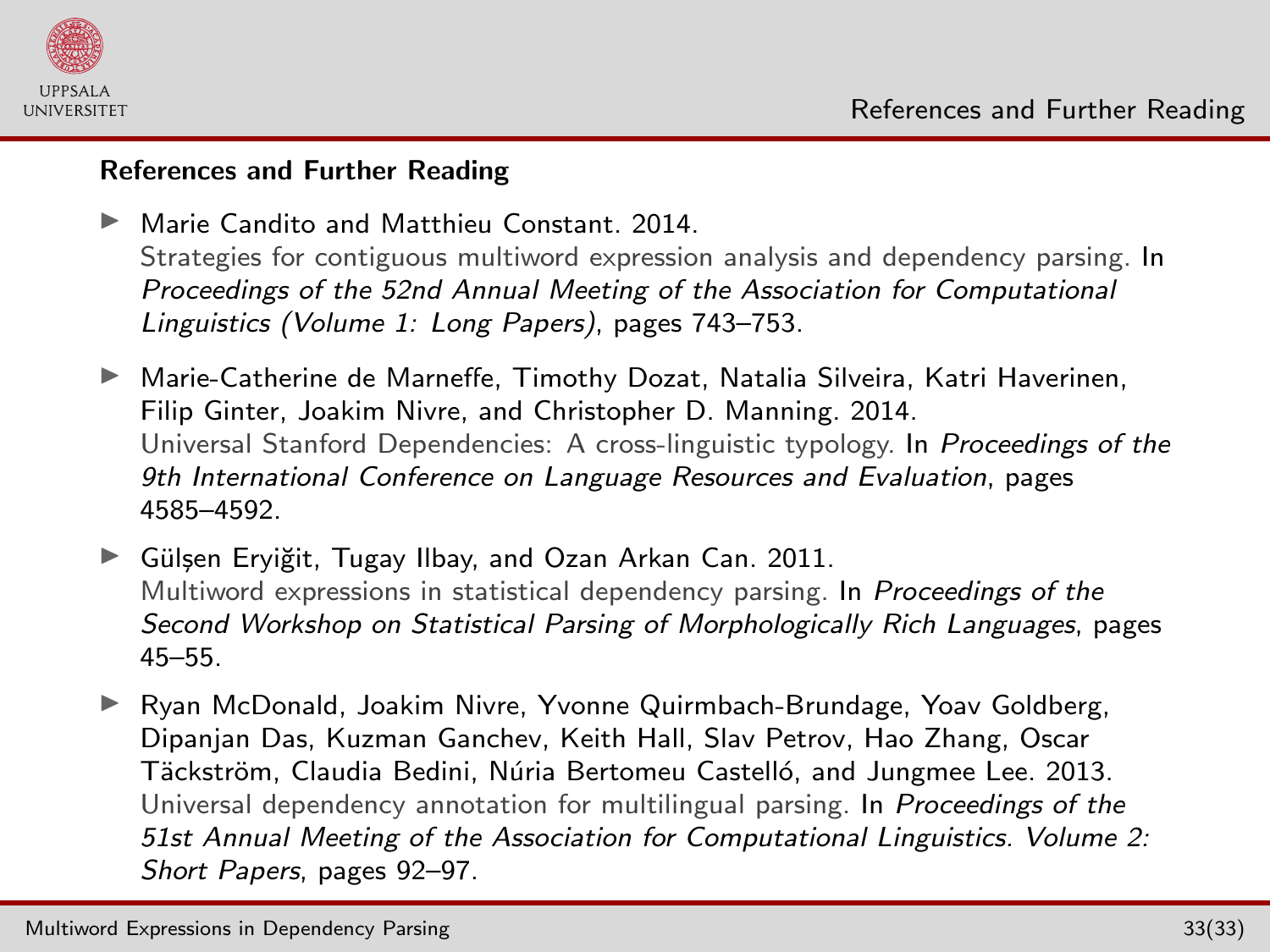## References and Further Reading

- Marie Candito and Matthieu Constant. 2014.
  Strategies for contiguous multiword expression analysis and dependency parsing. In *Proceedings of the 52nd Annual Meeting of the Association for Computational Linguistics (Volume 1: Long Papers)*, pages 743–753.

- Marie-Catherine de Marneffe, Timothy Dozat, Natalia Silveira, Katri Haverinen, Filip Ginter, Joakim Nivre, and Christopher D. Manning. 2014.
  Universal Stanford Dependencies: A cross-linguistic typology. In *Proceedings of the 9th International Conference on Language Resources and Evaluation*, pages 4585–4592.

- Gülşen Eryiğit, Tugay Ilbay, and Ozan Arkan Can. 2011.
  Multiword expressions in statistical dependency parsing. In *Proceedings of the Second Workshop on Statistical Parsing of Morphologically Rich Languages*, pages 45–55.

- Ryan McDonald, Joakim Nivre, Yvonne Quirmbach-Brundage, Yoav Goldberg, Dipanjan Das, Kuzman Ganchev, Keith Hall, Slav Petrov, Hao Zhang, Oscar Täckström, Claudia Bedini, Núria Bertomeu Castelló, and Jungmee Lee. 2013.
  Universal dependency annotation for multilingual parsing. In *Proceedings of the 51st Annual Meeting of the Association for Computational Linguistics. Volume 2: Short Papers*, pages 92–97.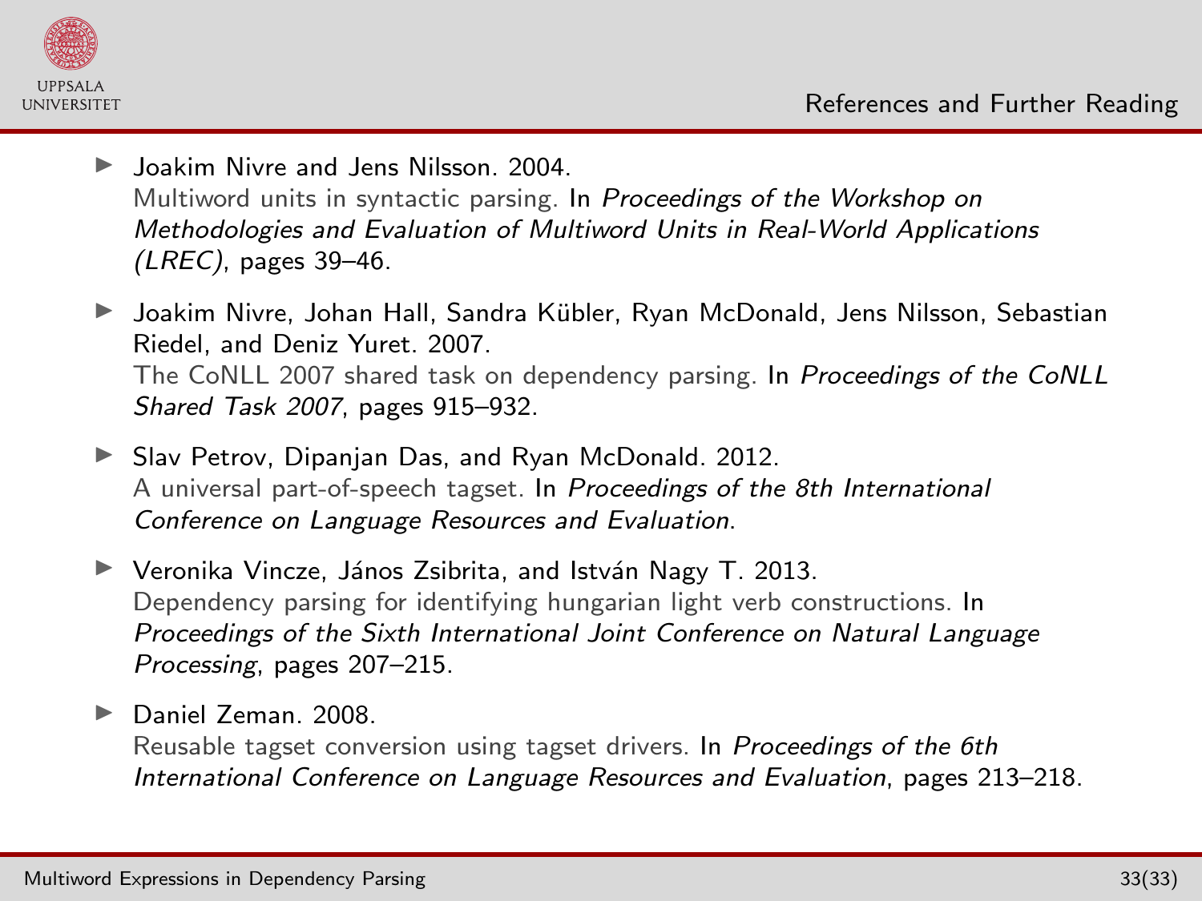## References and Further Reading

- Joakim Nivre and Jens Nilsson. 2004.
  Multiword units in syntactic parsing. In *Proceedings of the Workshop on Methodologies and Evaluation of Multiword Units in Real-World Applications (LREC)*, pages 39–46.

- Joakim Nivre, Johan Hall, Sandra Kübler, Ryan McDonald, Jens Nilsson, Sebastian Riedel, and Deniz Yuret. 2007.
  The CoNLL 2007 shared task on dependency parsing. In *Proceedings of the CoNLL Shared Task 2007*, pages 915–932.

- Slav Petrov, Dipanjan Das, and Ryan McDonald. 2012.
  A universal part-of-speech tagset. In *Proceedings of the 8th International Conference on Language Resources and Evaluation*.

- Veronika Vincze, János Zsibrita, and István Nagy T. 2013.
  Dependency parsing for identifying hungarian light verb constructions. In *Proceedings of the Sixth International Joint Conference on Natural Language Processing*, pages 207–215.

- Daniel Zeman. 2008.
  Reusable tagset conversion using tagset drivers. In *Proceedings of the 6th International Conference on Language Resources and Evaluation*, pages 213–218.